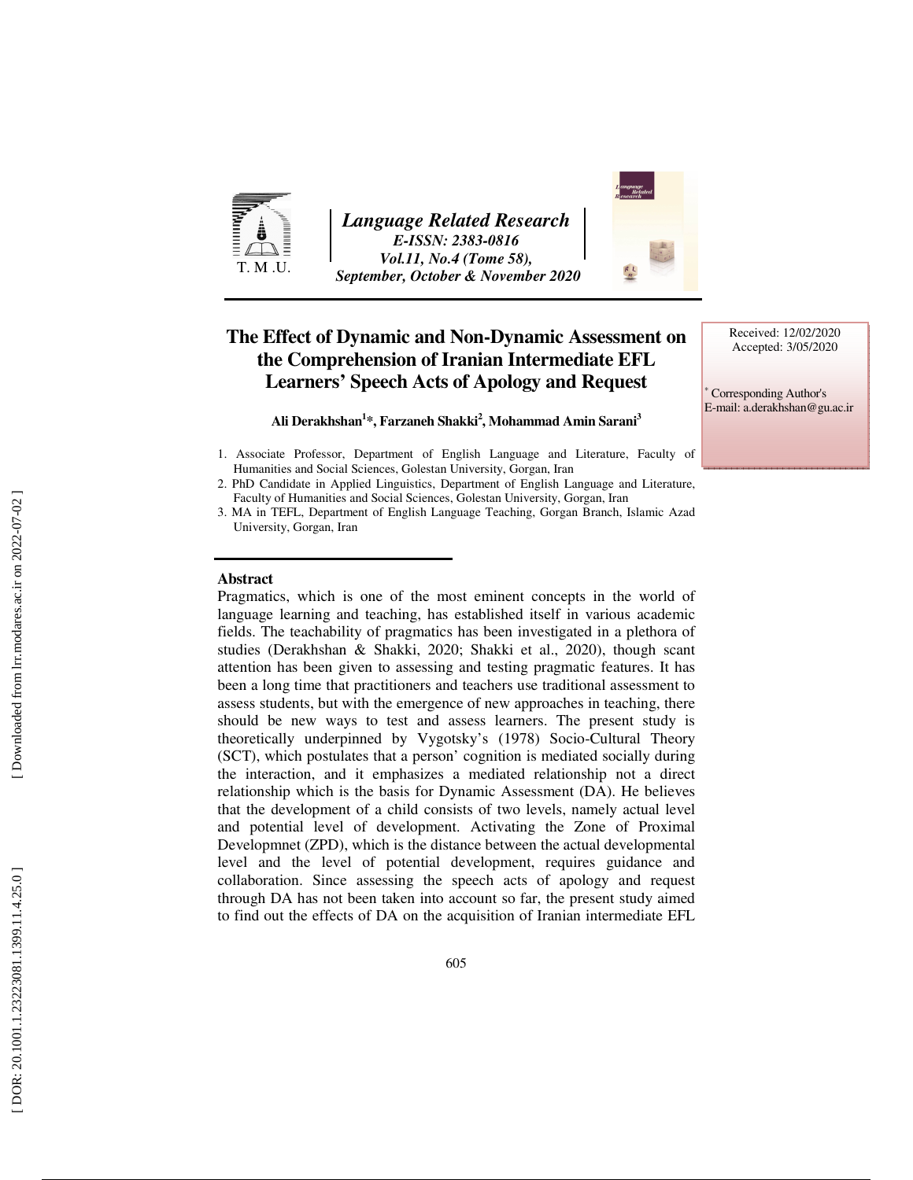# The Effect of Dynamic and Non-Dynamic Assessment on the Comprehension of Iranian Intermediate EFL Learners' Speech Acts of Apology and Request

**Ali Derakhshan[1]*, Farzaneh Shakki[2], Mohammad Amin Sarani[3]**

1. Associate Professor, Department of English Language and Literature, Faculty of Humanities and Social Sciences, Golestan University, Gorgan, Iran
2. PhD Candidate in Applied Linguistics, Department of English Language and Literature, Faculty of Humanities and Social Sciences, Golestan University, Gorgan, Iran
3. MA in TEFL, Department of English Language Teaching, Gorgan Branch, Islamic Azad University, Gorgan, Iran

Received: 12/02/2020
Accepted: 3/05/2020

* Corresponding Author's
E-mail: a.derakhshan@gu.ac.ir

## Abstract

Pragmatics, which is one of the most eminent concepts in the world of language learning and teaching, has established itself in various academic fields. The teachability of pragmatics has been investigated in a plethora of studies (Derakhshan & Shakki, 2020; Shakki et al., 2020), though scant attention has been given to assessing and testing pragmatic features. It has been a long time that practitioners and teachers use traditional assessment to assess students, but with the emergence of new approaches in teaching, there should be new ways to test and assess learners. The present study is theoretically underpinned by Vygotsky's (1978) Socio-Cultural Theory (SCT), which postulates that a person' cognition is mediated socially during the interaction, and it emphasizes a mediated relationship not a direct relationship which is the basis for Dynamic Assessment (DA). He believes that the development of a child consists of two levels, namely actual level and potential level of development. Activating the Zone of Proximal Developmnet (ZPD), which is the distance between the actual developmental level and the level of potential development, requires guidance and collaboration. Since assessing the speech acts of apology and request through DA has not been taken into account so far, the present study aimed to find out the effects of DA on the acquisition of Iranian intermediate EFL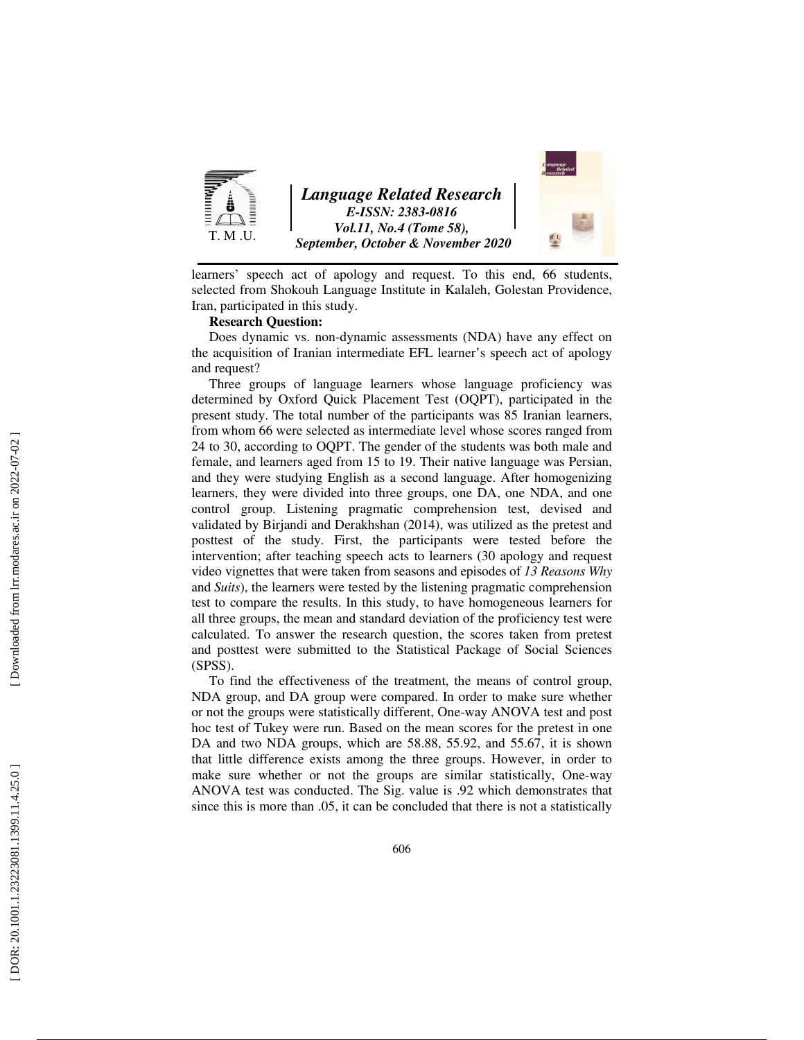learners' speech act of apology and request. To this end, 66 students, selected from Shokouh Language Institute in Kalaleh, Golestan Providence, Iran, participated in this study.

**Research Question:**

Does dynamic vs. non-dynamic assessments (NDA) have any effect on the acquisition of Iranian intermediate EFL learner's speech act of apology and request?

Three groups of language learners whose language proficiency was determined by Oxford Quick Placement Test (OQPT), participated in the present study. The total number of the participants was 85 Iranian learners, from whom 66 were selected as intermediate level whose scores ranged from 24 to 30, according to OQPT. The gender of the students was both male and female, and learners aged from 15 to 19. Their native language was Persian, and they were studying English as a second language. After homogenizing learners, they were divided into three groups, one DA, one NDA, and one control group. Listening pragmatic comprehension test, devised and validated by Birjandi and Derakhshan (2014), was utilized as the pretest and posttest of the study. First, the participants were tested before the intervention; after teaching speech acts to learners (30 apology and request video vignettes that were taken from seasons and episodes of *13 Reasons Why* and *Suits*), the learners were tested by the listening pragmatic comprehension test to compare the results. In this study, to have homogeneous learners for all three groups, the mean and standard deviation of the proficiency test were calculated. To answer the research question, the scores taken from pretest and posttest were submitted to the Statistical Package of Social Sciences (SPSS).

To find the effectiveness of the treatment, the means of control group, NDA group, and DA group were compared. In order to make sure whether or not the groups were statistically different, One-way ANOVA test and post hoc test of Tukey were run. Based on the mean scores for the pretest in one DA and two NDA groups, which are 58.88, 55.92, and 55.67, it is shown that little difference exists among the three groups. However, in order to make sure whether or not the groups are similar statistically, One-way ANOVA test was conducted. The Sig. value is .92 which demonstrates that since this is more than .05, it can be concluded that there is not a statistically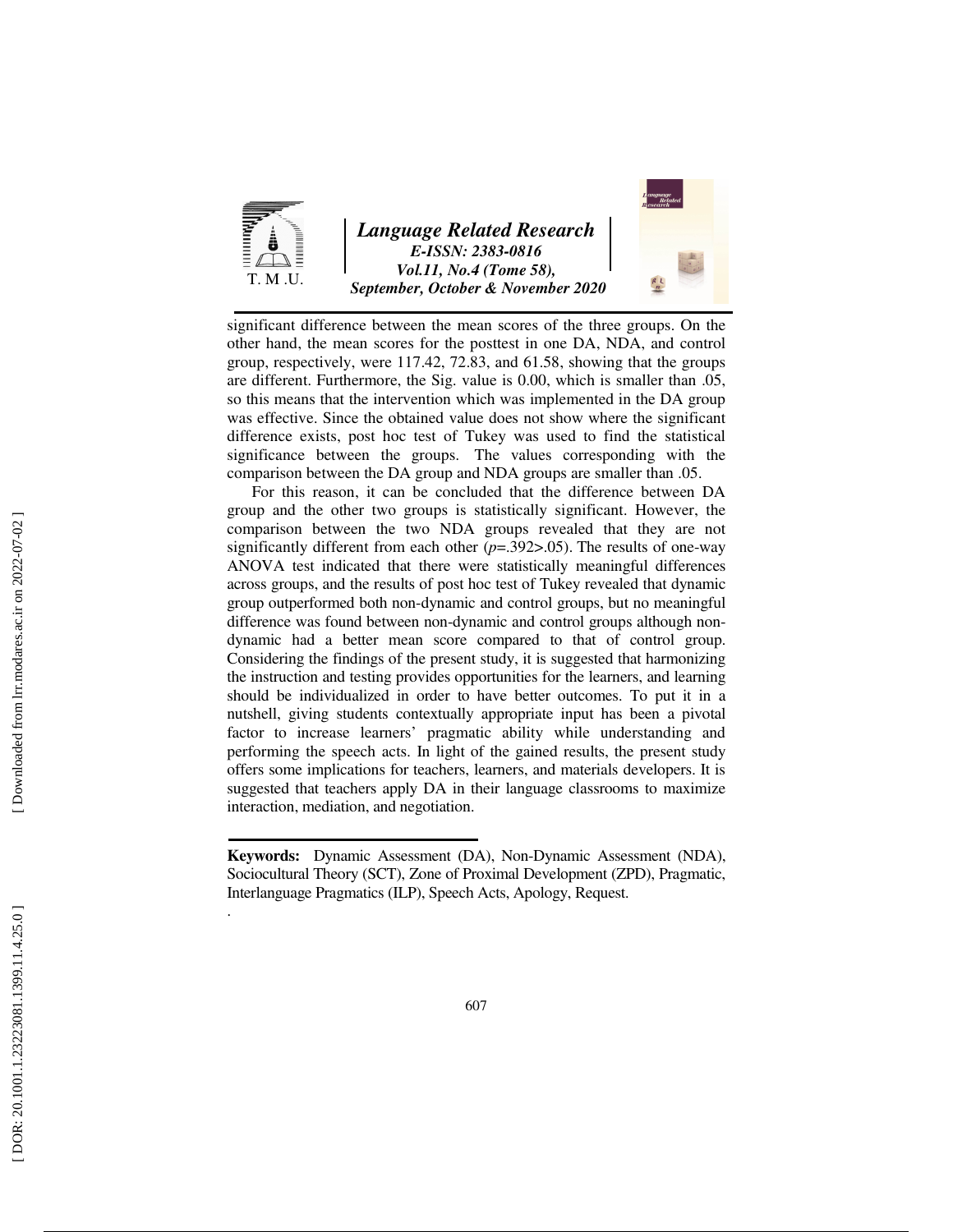significant difference between the mean scores of the three groups. On the other hand, the mean scores for the posttest in one DA, NDA, and control group, respectively, were 117.42, 72.83, and 61.58, showing that the groups are different. Furthermore, the Sig. value is 0.00, which is smaller than .05, so this means that the intervention which was implemented in the DA group was effective. Since the obtained value does not show where the significant difference exists, post hoc test of Tukey was used to find the statistical significance between the groups. The values corresponding with the comparison between the DA group and NDA groups are smaller than .05.

For this reason, it can be concluded that the difference between DA group and the other two groups is statistically significant. However, the comparison between the two NDA groups revealed that they are not significantly different from each other ($p$=.392>.05). The results of one-way ANOVA test indicated that there were statistically meaningful differences across groups, and the results of post hoc test of Tukey revealed that dynamic group outperformed both non-dynamic and control groups, but no meaningful difference was found between non-dynamic and control groups although non-dynamic had a better mean score compared to that of control group. Considering the findings of the present study, it is suggested that harmonizing the instruction and testing provides opportunities for the learners, and learning should be individualized in order to have better outcomes. To put it in a nutshell, giving students contextually appropriate input has been a pivotal factor to increase learners' pragmatic ability while understanding and performing the speech acts. In light of the gained results, the present study offers some implications for teachers, learners, and materials developers. It is suggested that teachers apply DA in their language classrooms to maximize interaction, mediation, and negotiation.

**Keywords:** Dynamic Assessment (DA), Non-Dynamic Assessment (NDA), Sociocultural Theory (SCT), Zone of Proximal Development (ZPD), Pragmatic, Interlanguage Pragmatics (ILP), Speech Acts, Apology, Request.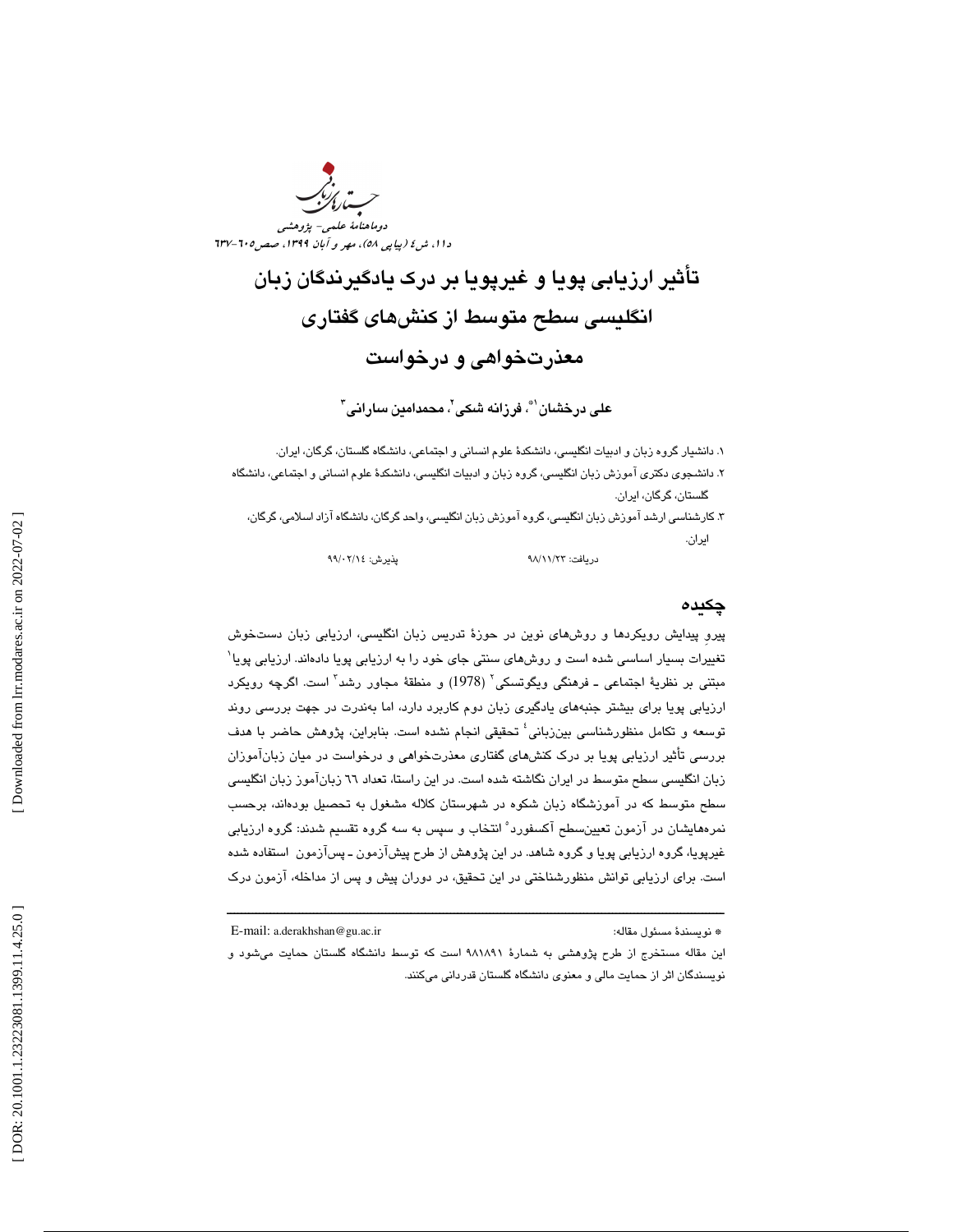# تأثیر ارزیابی پویا و غیرپویا بر درک یادگیرندگان زبان انگلیسی سطح متوسط از کنش‌های گفتاری معذرت‌خواهی و درخواست

**علی درخشان[1*]، فرزانه شکی[2]، محمدامین سارانی[3]**

۱. دانشیار گروه زبان و ادبیات انگلیسی، دانشکدهٔ علوم انسانی و اجتماعی، دانشگاه گلستان، گرگان، ایران.
۲. دانشجوی دکتری آموزش زبان انگلیسی، گروه زبان و ادبیات انگلیسی، دانشکدهٔ علوم انسانی و اجتماعی، دانشگاه گلستان، گرگان، ایران.
۳. کارشناسی ارشد آموزش زبان انگلیسی، گروه آموزش زبان انگلیسی، واحد گرگان، دانشگاه آزاد اسلامی، گرگان، ایران.

دریافت: ۹۸/۱۱/۲۳ پذیرش: ۹۹/۰۲/۱۴

## چکیده

پیروِ پیدایش رویکردها و روش‌های نوین در حوزهٔ تدریس زبان انگلیسی، ارزیابی زبان دستخوش تغییرات بسیار اساسی شده است و روش‌های سنتی جای خود را به ارزیابی پویا داده‌اند. ارزیابی پویا[1] مبتنی بر نظریهٔ اجتماعی ـ فرهنگی ویگوتسکی[2] (1978) و منطقهٔ مجاور رشد[3] است. اگرچه رویکرد ارزیابی پویا برای بیشتر جنبه‌های یادگیری زبان دوم کاربرد دارد، اما به‌ندرت در جهت بررسی روند توسعه و تکامل منظورشناسی بین‌زبانی[4] تحقیقی انجام نشده است. بنابراین، پژوهش حاضر با هدف بررسی تأثیر ارزیابی پویا بر درک کنش‌های گفتاری معذرت‌خواهی و درخواست در میان زبان‌آموزان زبان انگلیسی سطح متوسط در ایران نگاشته شده است. در این راستا، تعداد ٦٦ زبان‌آموز زبان انگلیسی سطح متوسط که در آموزشگاه زبان شکوه در شهرستان کلاله مشغول به تحصیل بوده‌اند، برحسب نمره‌هایشان در آزمون تعیین‌سطح آکسفورد[5] انتخاب و سپس به سه گروه تقسیم شدند: گروه ارزیابی غیرپویا، گروه ارزیابی پویا و گروه شاهد. در این پژوهش از طرح پیش‌آزمون ـ پس‌آزمون استفاده شده است. برای ارزیابی توانش منظورشناختی در این تحقیق، در دوران پیش و پس از مداخله، آزمون درک

---

* نویسندهٔ مسئول مقاله: E-mail: a.derakhshan@gu.ac.ir

این مقاله مستخرج از طرح پژوهشی به شمارهٔ ۹۸۱۸۹۱ است که توسط دانشگاه گلستان حمایت می‌شود و نویسندگان اثر از حمایت مالی و معنوی دانشگاه گلستان قدردانی می‌کنند.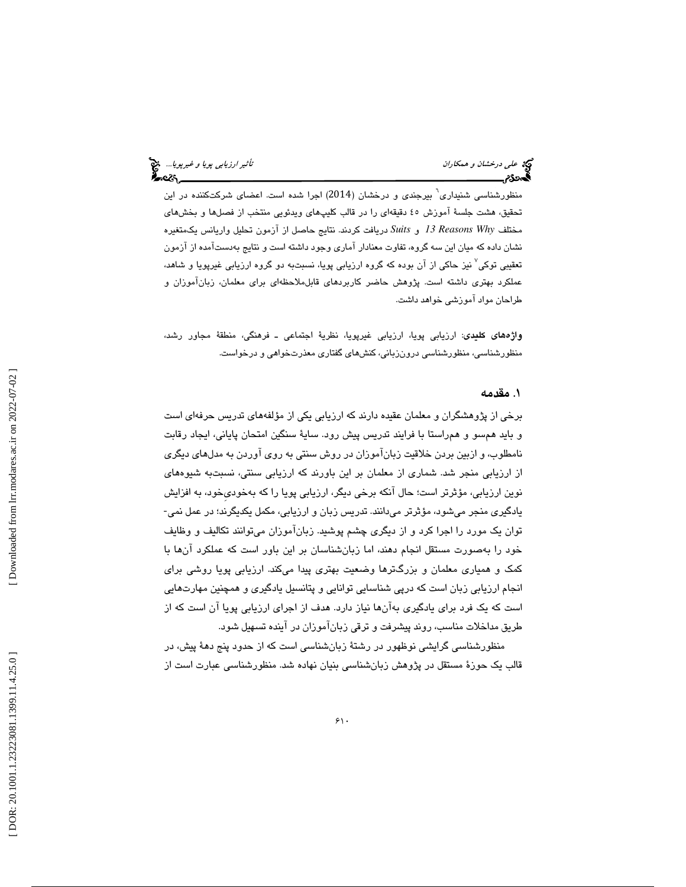منظورشناسی شنیداری[6] بیرجندی و درخشان (2014) اجرا شده است. اعضای شرکت‌کننده در این تحقیق، هشت جلسهٔ آموزش ٤٥ دقیقه‌ای را در قالب کلیپ‌های ویدئویی منتخب از فصل‌ها و بخش‌های مختلف *13 Reasons Why* و *Suits* دریافت کردند. نتایج حاصل از آزمون تحلیل واریانس یک‌متغیره نشان داده که میان این سه گروه، تفاوت معنادار آماری وجود داشته است و نتایج به‌دست‌آمده از آزمون تعقیبی توکی[7] نیز حاکی از آن بوده که گروه ارزیابی پویا، نسبت‌به دو گروه ارزیابی غیرپویا و شاهد، عملکرد بهتری داشته است. پژوهش حاضر کاربردهای قابل‌ملاحظه‌ای برای معلمان، زبان‌آموزان و طراحان مواد آموزشی خواهد داشت.

**واژه‌های کلیدی**: ارزیابی پویا، ارزیابی غیرپویا، نظریهٔ اجتماعی ـ فرهنگی، منطقهٔ مجاور رشد، منظورشناسی، منظورشناسی درون‌زبانی، کنش‌های گفتاری معذرت‌خواهی و درخواست.

## ۱. مقدمه

برخی از پژوهشگران و معلمان عقیده دارند که ارزیابی یکی از مؤلفه‌های تدریس حرفه‌ای است و باید هم‌سو و هم‌راستا با فرایند تدریس پیش رود. سایهٔ سنگین امتحان پایانی، ایجاد رقابت نامطلوب، و ازبین بردن خلاقیت زبان‌آموزان در روش سنتی به روی آوردن به مدل‌های دیگری از ارزیابی منجر شد. شماری از معلمان بر این باورند که ارزیابی سنتی، نسبت‌به شیوه‌های نوین ارزیابی، مؤثرتر است؛ حال آنکه برخی دیگر، ارزیابی پویا را که به‌خودیِ‌خود، به افزایش یادگیری منجر می‌شود، مؤثرتر می‌دانند. تدریس زبان و ارزیابی، مکمل یکدیگرند؛ در عمل نمی‌توان یک مورد را اجرا کرد و از دیگری چشم پوشید. زبان‌آموزان می‌توانند تکالیف و وظایف خود را به‌صورت مستقل انجام دهند، اما زبان‌شناسان بر این باور است که عملکرد آن‌ها با کمک و همیاری معلمان و بزرگ‌ترها وضعیت بهتری پیدا می‌کند. ارزیابی پویا روشی برای انجام ارزیابی زبان است که درپی شناسایی توانایی و پتانسیل یادگیری و همچنین مهارت‌هایی است که یک فرد برای یادگیری به‌آن‌ها نیاز دارد. هدف از اجرای ارزیابی پویا آن است که از طریق مداخلات مناسب، روند پیشرفت و ترقی زبان‌آموزان در آینده تسهیل شود.

منظورشناسی گرایشی نوظهور در رشتهٔ زبان‌شناسی است که از حدود پنج دههٔ پیش، در قالب یک حوزهٔ مستقل در پژوهش زبان‌شناسی بنیان نهاده شد. منظورشناسی عبارت است از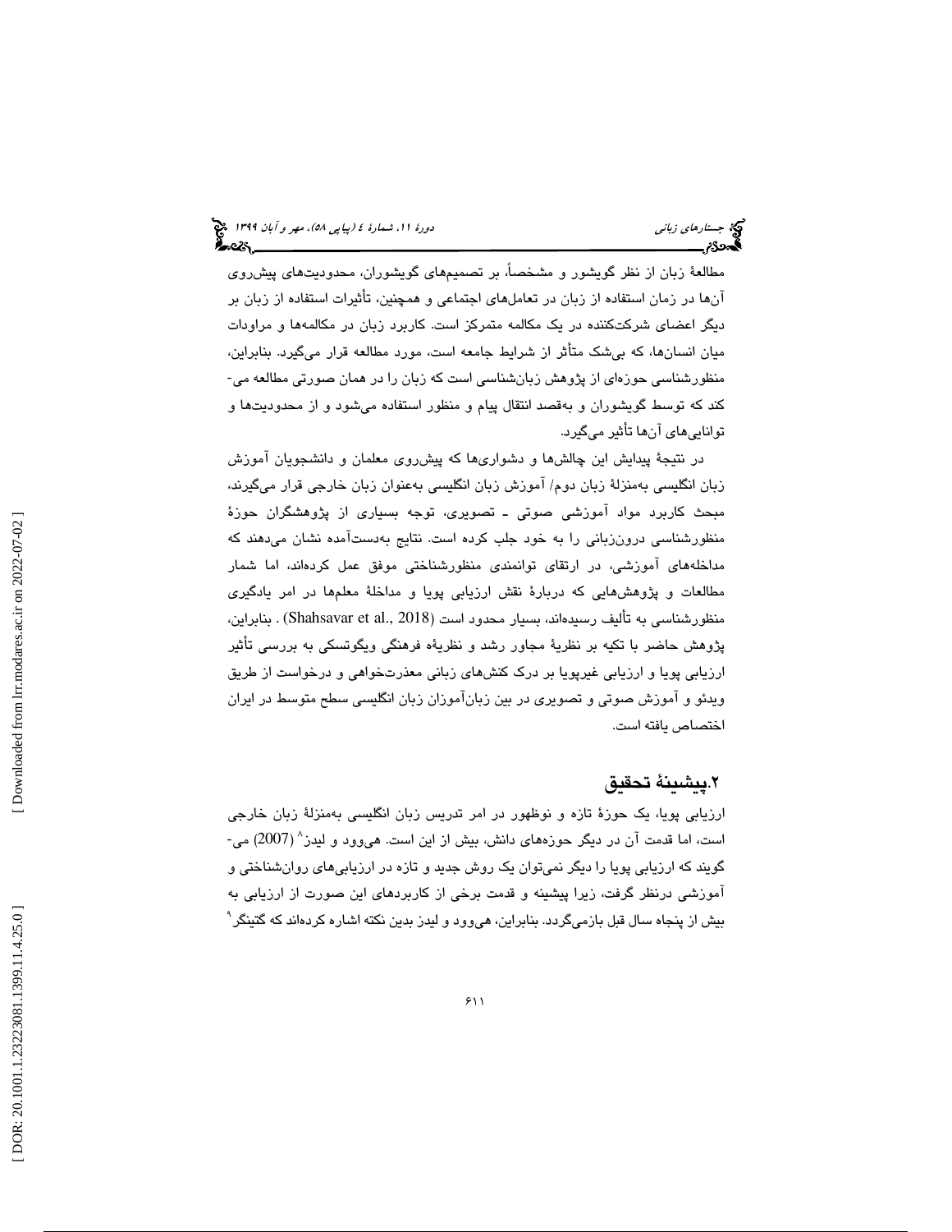مطالعۀ زبان از نظر گویشور و مشخصاً، بر تصمیم‌های گویشوران، محدودیت‌های پیش‌روی آن‌ها در زمان استفاده از زبان در تعامل‌های اجتماعی و همچنین، تأثیرات استفاده از زبان بر دیگر اعضای شرکت‌کننده در یک مکالمه متمرکز است. کاربرد زبان در مکالمه‌ها و مراودات میان انسان‌ها، که بی‌شک متأثر از شرایط جامعه است، مورد مطالعه قرار می‌گیرد. بنابراین، منظورشناسی حوزه‌ای از پژوهش زبان‌شناسی است که زبان را در همان صورتی مطالعه می‌کند که توسط گویشوران و به‌قصد انتقال پیام و منظور استفاده می‌شود و از محدودیت‌ها و توانایی‌های آن‌ها تأثیر می‌گیرد.

در نتیجۀ پیدایش این چالش‌ها و دشواری‌ها که پیش‌روی معلمان و دانشجویان آموزش زبان انگلیسی به‌منزلۀ زبان دوم/ آموزش زبان انگلیسی به‌عنوان زبان خارجی قرار می‌گیرند، مبحث کاربرد مواد آموزشی صوتی ـ تصویری، توجه بسیاری از پژوهشگران حوزۀ منظورشناسی درون‌زبانی را به خود جلب کرده است. نتایج به‌دست‌آمده نشان می‌دهند که مداخله‌های آموزشی، در ارتقای توانمندی منظورشناختی موفق عمل کرده‌اند، اما شمار مطالعات و پژوهش‌هایی که دربارۀ نقش ارزیابی پویا و مداخلۀ معلم‌ها در امر یادگیری منظورشناسی به تألیف رسیده‌اند، بسیار محدود است (Shahsavar et al., 2018) . بنابراین، پژوهش حاضر با تکیه بر نظریۀ مجاور رشد و نظریۀ فرهنگی ویگوتسکی به بررسی تأثیر ارزیابی پویا و ارزیابی غیرپویا بر درک کنش‌های زبانی معذرت‌خواهی و درخواست از طریق ویدئو و آموزش صوتی و تصویری در بین زبان‌آموزان زبان انگلیسی سطح متوسط در ایران اختصاص یافته است.

## ۲.پیشینۀ تحقیق

ارزیابی پویا، یک حوزۀ تازه و نوظهور در امر تدریس زبان انگلیسی به‌منزلۀ زبان خارجی است، اما قدمت آن در دیگر حوزه‌های دانش، بیش از این است. هی‌وود و لیدز[8] (2007) می‌گویند که ارزیابی پویا را دیگر نمی‌توان یک روش جدید و تازه در ارزیابی‌های روان‌شناختی و آموزشی درنظر گرفت، زیرا پیشینه و قدمت برخی از کاربردهای این صورت از ارزیابی به بیش از پنجاه سال قبل بازمی‌گردد. بنابراین، هی‌وود و لیدز بدین نکته اشاره کرده‌اند که گتینگر[9]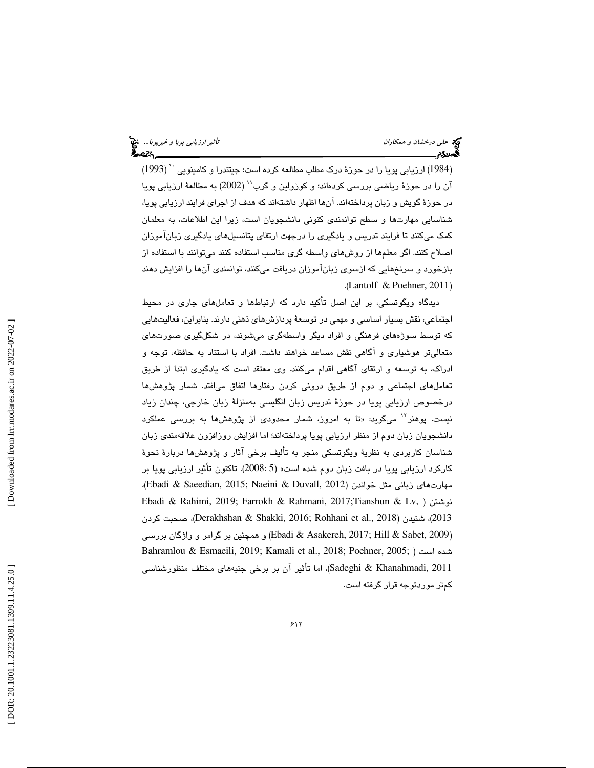(1984) ارزیابی پویا را در حوزهٔ درک مطلب مطالعه کرده است؛ جیتندرا و کامینویی [10] (1993) آن را در حوزهٔ ریاضی بررسی کرده‌اند؛ و کوزولین و گرب[11] (2002) به مطالعهٔ ارزیابی پویا در حوزهٔ گویش و زبان پرداخته‌اند. آن‌ها اظهار داشته‌اند که هدف از اجرای فرایند ارزیابی پویا، شناسایی مهارت‌ها و سطح توانمندی کنونی دانشجویان است، زیرا این اطلاعات، به معلمان کمک می‌کنند تا فرایند تدریس و یادگیری را درجهت ارتقای پتانسیل‌های یادگیری زبان‌آموزان اصلاح کنند. اگر معلم‌ها از روش‌های واسطه گری مناسب استفاده کنند می‌توانند با استفاده از بازخورد و سرنخ‌هایی که ازسوی زبان‌آموزان دریافت می‌کنند، توانمندی آن‌ها را افزایش دهند (Lantolf & Poehner, 2011).

دیدگاه ویگوتسکی، بر این اصل تأکید دارد که ارتباط‌ها و تعامل‌های جاری در محیط اجتماعی، نقش بسیار اساسی و مهمی در توسعهٔ پردازش‌های ذهنی دارند. بنابراین، فعالیت‌هایی که توسط سوژه‌های فرهنگی و افراد دیگر واسطه‌گری می‌شوند، در شکل‌گیری صورت‌های متعالی‌تر هوشیاری و آگاهی نقش مساعد خواهند داشت. افراد با استناد به حافظه، توجه و ادراک، به توسعه و ارتقای آگاهی اقدام می‌کنند. وی معتقد است که یادگیری ابتدا از طریق تعامل‌های اجتماعی و دوم از طریق درونی کردن رفتارها اتفاق می‌افتد. شمار پژوهش‌ها درخصوص ارزیابی پویا در حوزهٔ تدریس زبان انگلیسی به‌منزلهٔ زبان خارجی، چندان زیاد نیست. پوهنر[12] می‌گوید: «تا به امروز، شمار محدودی از پژوهش‌ها به بررسی عملکرد دانشجویان زبان دوم از منظر ارزیابی پویا پرداخته‌اند؛ اما افزایش روزافزون علاقه‌مندی زبان شناسان کاربردی به نظریهٔ ویگوتسکی منجر به تألیف برخی آثار و پژوهش‌ها دربارهٔ نحوهٔ کارکرد ارزیابی پویا در بافت زبان دوم شده است» (2008: 5). تاکنون تأثیر ارزیابی پویا بر مهارت‌های زبانی مثل خواندن (Ebadi & Saeedian, 2015; Naeini & Duvall, 2012)، نوشتن (Ebadi & Rahimi, 2019; Farrokh & Rahmani, 2017;Tianshun & Lv, 2013)، شنیدن (Derakhshan & Shakki, 2016; Rohhani et al., 2018)، صحبت کردن (Ebadi & Asakereh, 2017; Hill & Sabet, 2009) و همچنین بر گرامر و واژگان بررسی شده است (Bahramlou & Esmaeili, 2019; Kamali et al., 2018; Poehner, 2005; Sadeghi & Khanahmadi, 2011)، اما تأثیر آن بر برخی جنبه‌های مختلف منظورشناسی کم‌تر موردتوجه قرار گرفته است.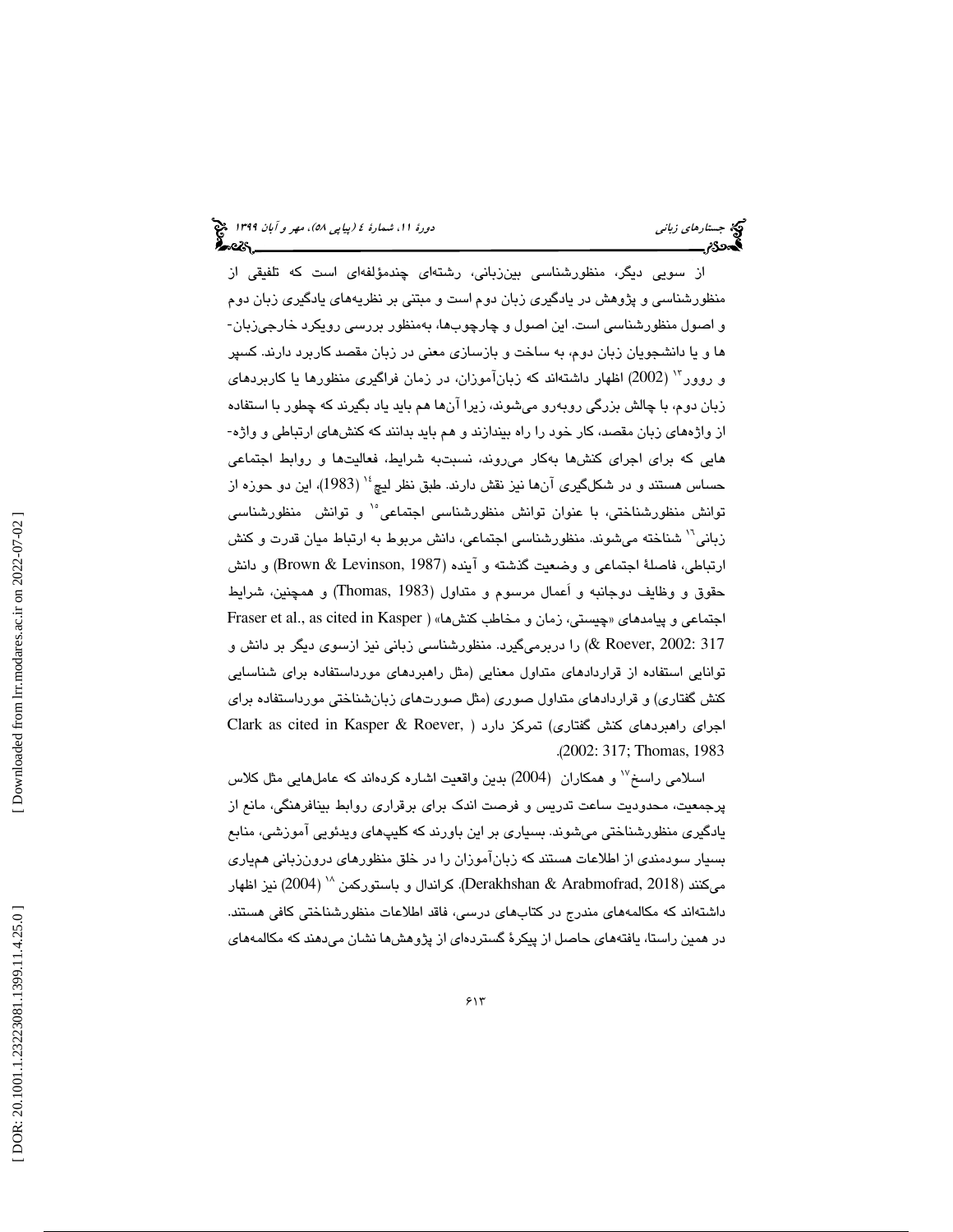از سویی دیگر، منظورشناسی بین‌زبانی، رشته‌ای چندمؤلفه‌ای است که تلفیقی از منظورشناسی و پژوهش در یادگیری زبان دوم است و مبتنی بر نظریه‌های یادگیری زبان دوم و اصول منظورشناسی است. این اصول و چارچوب‌ها، به‌منظور بررسی رویکرد خارجی‌زبان‌ها و یا دانشجویان زبان دوم، به ساخت و بازسازی معنی در زبان مقصد کاربرد دارند. کسپر و روور[13] (2002) اظهار داشته‌اند که زبان‌آموزان، در زمان فراگیری منظورها یا کاربردهای زبان دوم، با چالش بزرگی روبه‌رو می‌شوند، زیرا آن‌ها هم باید یاد بگیرند که چطور با استفاده از واژه‌های زبان مقصد، کار خود را راه بیندازند و هم باید بدانند که کنش‌های ارتباطی و واژه‌هایی که برای اجرای کنش‌ها به‌کار می‌روند، نسبت‌به شرایط، فعالیت‌ها و روابط اجتماعی حساس هستند و در شکل‌گیری آن‌ها نیز نقش دارند. طبق نظر لیچ[14] (1983)، این دو حوزه از توانش منظورشناختی، با عنوان توانش منظورشناسی اجتماعی[15] و توانش منظورشناسی زبانی[16] شناخته می‌شوند. منظورشناسی اجتماعی، دانش مربوط به ارتباط میان قدرت و کنش ارتباطی، فاصلۀ اجتماعی و وضعیت گذشته و آینده (Brown & Levinson, 1987) و دانش حقوق و وظایف دوجانبه و اَعمال مرسوم و متداول (Thomas, 1983) و همچنین، شرایط اجتماعی و پیامدهای «چیستی، زمان و مخاطب کنش‌ها» (Fraser et al., as cited in Kasper & Roever, 2002: 317) را دربرمی‌گیرد. منظورشناسی زبانی نیز ازسوی دیگر بر دانش و توانایی استفاده از قراردادهای متداول معنایی (مثل راهبردهای مورداستفاده برای شناسایی کنش گفتاری) و قراردادهای متداول صوری (مثل صورت‌های زبان‌شناختی مورداستفاده برای اجرای راهبردهای کنش گفتاری) تمرکز دارد (Clark as cited in Kasper & Roever, 2002: 317; Thomas, 1983).

اسلامی راسخ[17] و همکاران (2004) بدین واقعیت اشاره کرده‌اند که عامل‌هایی مثل کلاس پرجمعیت، محدودیت ساعت تدریس و فرصت اندک برای برقراری روابط بینافرهنگی، مانع از یادگیری منظورشناختی می‌شوند. بسیاری بر این باورند که کلیپ‌های ویدئویی آموزشی، منابع بسیار سودمندی از اطلاعات هستند که زبان‌آموزان را در خلق منظورهای درون‌زبانی همیاری می‌کنند (Derakhshan & Arabmofrad, 2018). کراندال و باستورکمن[18] (2004) نیز اظهار داشته‌اند که مکالمه‌های مندرج در کتاب‌های درسی، فاقد اطلاعات منظورشناختی کافی هستند. در همین راستا، یافته‌های حاصل از پیکرۀ گسترده‌ای از پژوهش‌ها نشان می‌دهند که مکالمه‌های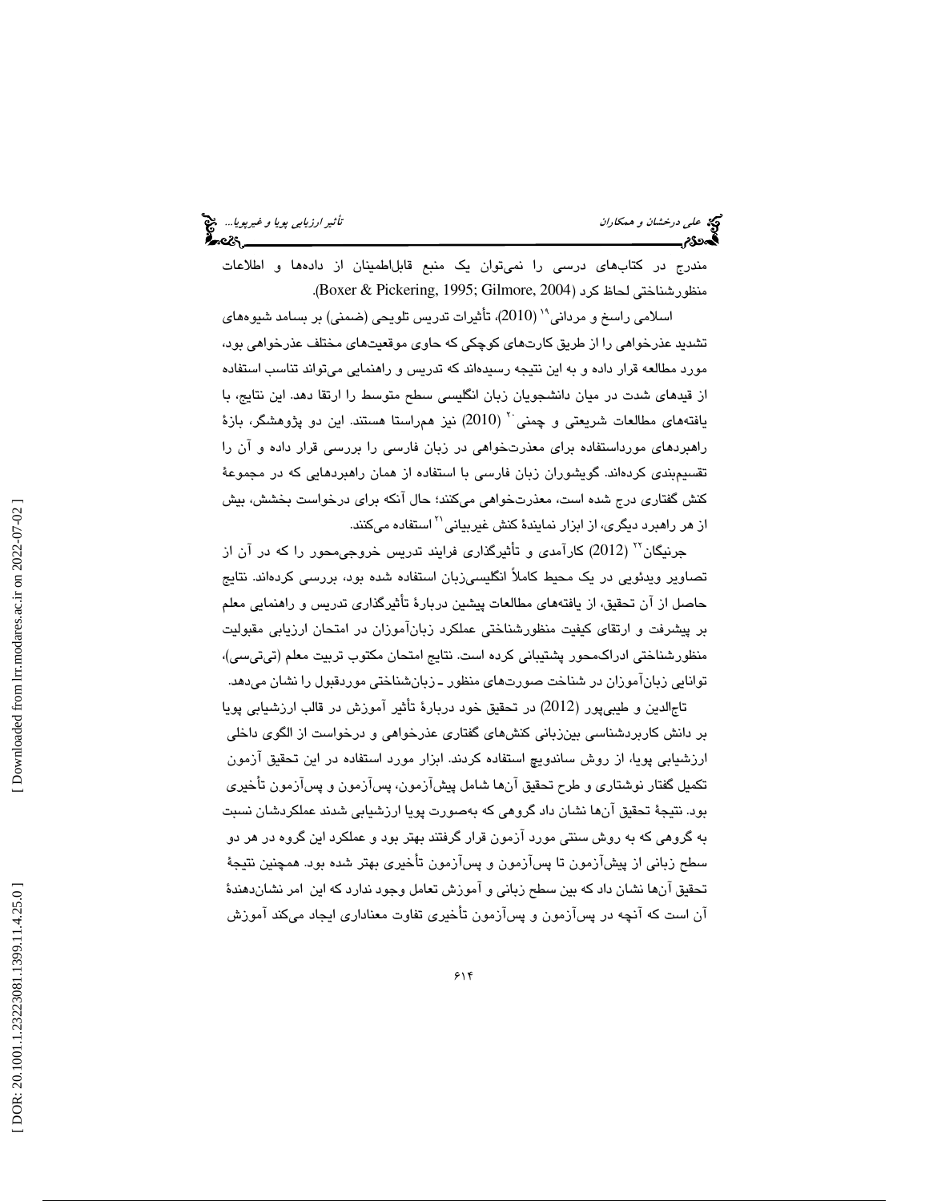مندرج در کتاب‌های درسی را نمی‌توان یک منبع قابل‌اطمینان از داده‌ها و اطلاعات منظورشناختی لحاظ کرد (Boxer & Pickering, 1995; Gilmore, 2004).

اسلامی راسخ و مردانی[19] (2010)، تأثیرات تدریس تلویحی (ضمنی) بر بسامد شیوه‌های تشدید عذرخواهی را از طریق کارت‌های کوچکی که حاوی موقعیت‌های مختلف عذرخواهی بود، مورد مطالعه قرار داده و به این نتیجه رسیده‌اند که تدریس و راهنمایی می‌تواند تناسب استفاده از قیدهای شدت در میان دانشجویان زبان انگلیسی سطح متوسط را ارتقا دهد. این نتایج، با یافته‌های مطالعات شریعتی و چمنی[20] (2010) نیز هم‌راستا هستند. این دو پژوهشگر، بازهٔ راهبردهای مورداستفاده برای معذرت‌خواهی در زبان فارسی را بررسی قرار داده و آن را تقسیم‌بندی کرده‌اند. گویشوران زبان فارسی با استفاده از همان راهبردهایی که در مجموعهٔ کنش گفتاری درج شده است، معذرت‌خواهی می‌کنند؛ حال آنکه برای درخواست بخشش، بیش از هر راهبرد دیگری، از ابزار نمایندهٔ کنش غیربیانی[21] استفاده می‌کنند.

جرنیگان[22] (2012) کارآمدی و تأثیرگذاری فرایند تدریس خروجی‌محور را که در آن از تصاویر ویدئویی در یک محیط کاملاً انگلیسی‌زبان استفاده شده بود، بررسی کرده‌اند. نتایج حاصل از آن تحقیق، از یافته‌های مطالعات پیشین دربارهٔ تأثیرگذاری تدریس و راهنمایی معلم بر پیشرفت و ارتقای کیفیت منظورشناختی عملکرد زبان‌آموزان در امتحان ارزیابی مقبولیت منظورشناختی ادراک‌محور پشتیبانی کرده است. نتایج امتحان مکتوب تربیت معلم (تی‌تی‌سی)، توانایی زبان‌آموزان در شناخت صورت‌های منظور ـ زبان‌شناختی موردقبول را نشان می‌دهد.

تاج‌الدین و طیبی‌پور (2012) در تحقیق خود دربارهٔ تأثیر آموزش در قالب ارزشیابی پویا بر دانش کاربردشناسی بین‌زبانی کنش‌های گفتاری عذرخواهی و درخواست از الگوی داخلی ارزشیابی پویا، از روش ساندویچ استفاده کردند. ابزار مورد استفاده در این تحقیق آزمون تکمیل گفتار نوشتاری و طرح تحقیق آن‌ها شامل پیش‌آزمون، پس‌آزمون و پس‌آزمون تأخیری بود. نتیجهٔ تحقیق آن‌ها نشان داد گروهی که به‌صورت پویا ارزشیابی شدند عملکردشان نسبت به گروهی که به روش سنتی مورد آزمون قرار گرفتند بهتر بود و عملکرد این گروه در هر دو سطح زبانی از پیش‌آزمون تا پس‌آزمون و پس‌آزمون تأخیری بهتر شده بود. همچنین نتیجهٔ تحقیق آن‌ها نشان داد که بین سطح زبانی و آموزش تعامل وجود ندارد که این امر نشان‌دهندهٔ آن است که آنچه در پس‌آزمون و پس‌آزمون تأخیری تفاوت معناداری ایجاد می‌کند آموزش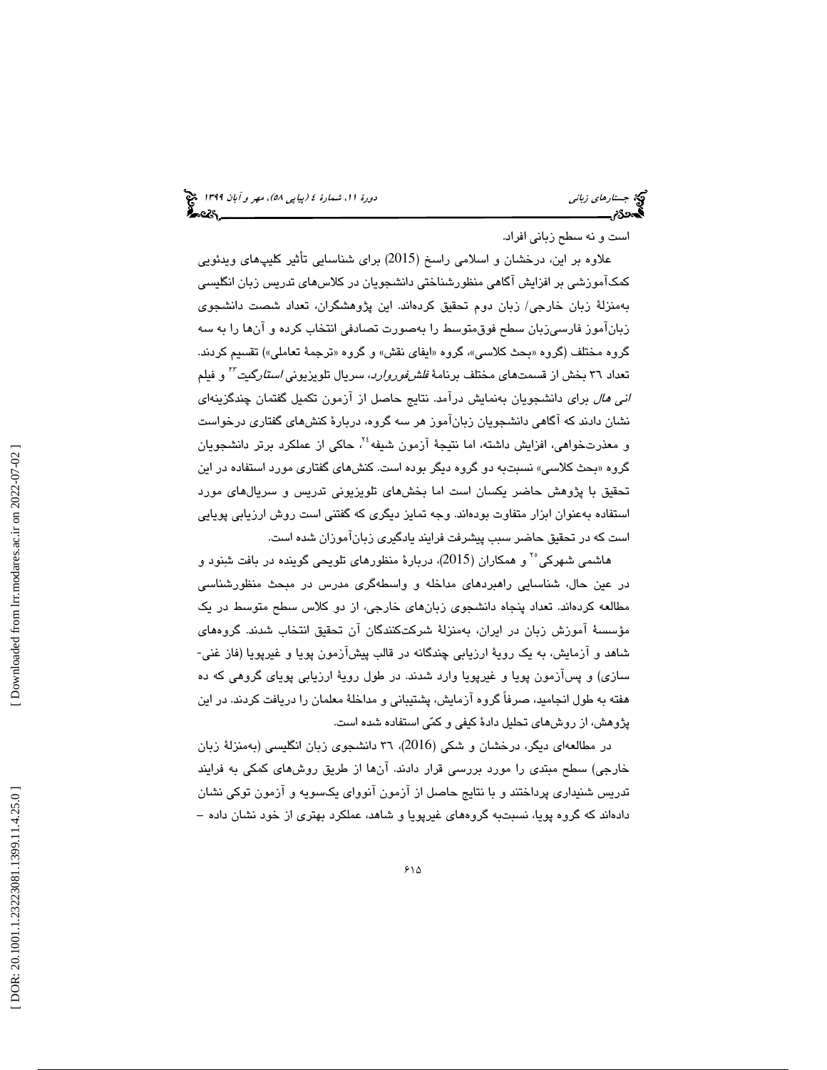است و نه سطح زبانی افراد.

علاوه بر این، درخشان و اسلامی راسخ (2015) برای شناسایی تأثیر کلیپ‌های ویدئویی کمک‌آموزشی بر افزایش آگاهی منظورشناختی دانشجویان در کلاس‌های تدریس زبان انگلیسی به‌منزلهٔ زبان خارجی/ زبان دوم تحقیق کرده‌اند. این پژوهشگران، تعداد شصت دانشجوی زبان‌آموز فارسی‌زبان سطح فوق‌متوسط را به‌صورت تصادفی انتخاب کرده و آن‌ها را به سه گروه مختلف (گروه «بحث کلاسی»، گروه «ایفای نقش» و گروه «ترجمهٔ تعاملی») تقسیم کردند. تعداد ۳۶ بخش از قسمت‌های مختلف برنامهٔ *فلش‌فوروارد*، سریال تلویزیونی *استارگیت*[۲۳] و فیلم *انی هال* برای دانشجویان به‌نمایش درآمد. نتایج حاصل از آزمون تکمیل گفتمان چندگزینه‌ای نشان دادند که آگاهی دانشجویان زبان‌آموز هر سه گروه، دربارهٔ کنش‌های گفتاری درخواست و معذرت‌خواهی، افزایش داشته، اما نتیجهٔ آزمون شیفه[۲۴]، حاکی از عملکرد برتر دانشجویان گروه «بحث کلاسی» نسبت‌به دو گروه دیگر بوده است. کنش‌های گفتاری مورد استفاده در این تحقیق با پژوهش حاضر یکسان است اما بخش‌های تلویزیونی تدریس و سریال‌های مورد استفاده به‌عنوان ابزار متفاوت بوده‌اند. وجه تمایز دیگری که گفتنی است روش ارزیابی پویایی است که در تحقیق حاضر سبب پیشرفت فرایند یادگیری زبان‌آموزان شده است.

هاشمی شهرکی[۲۵] و همکاران (2015)، دربارهٔ منظورهای تلویحی گوینده در بافت شنود و در عین حال، شناسایی راهبردهای مداخله و واسطه‌گری مدرس در مبحث منظورشناسی مطالعه کرده‌اند. تعداد پنجاه دانشجوی زبان‌های خارجی، از دو کلاس سطح متوسط در یک مؤسسهٔ آموزش زبان در ایران، به‌منزلهٔ شرکت‌کنندگان آن تحقیق انتخاب شدند. گروه‌های شاهد و آزمایش، به یک رویهٔ ارزیابی چندگانه در قالب پیش‌آزمون پویا و غیرپویا (فاز غنی‌سازی) و پس‌آزمون پویا و غیرپویا وارد شدند. در طول رویهٔ ارزیابی پویای گروهی که ده هفته به طول انجامید، صرفاً گروه آزمایش، پشتیبانی و مداخلهٔ معلمان را دریافت کردند. در این پژوهش، از روش‌های تحلیل دادهٔ کیفی و کمّی استفاده شده است.

در مطالعه‌ای دیگر، درخشان و شکی (2016)، ۳۶ دانشجوی زبان انگلیسی (به‌منزلهٔ زبان خارجی) سطح مبتدی را مورد بررسی قرار دادند. آن‌ها از طریق روش‌های کمکی به فرایند تدریس شنیداری پرداختند و با نتایج حاصل از آزمون آنووای یک‌سویه و آزمون توکی نشان داده‌اند که گروه پویا، نسبت‌به گروه‌های غیرپویا و شاهد، عملکرد بهتری از خود نشان داده –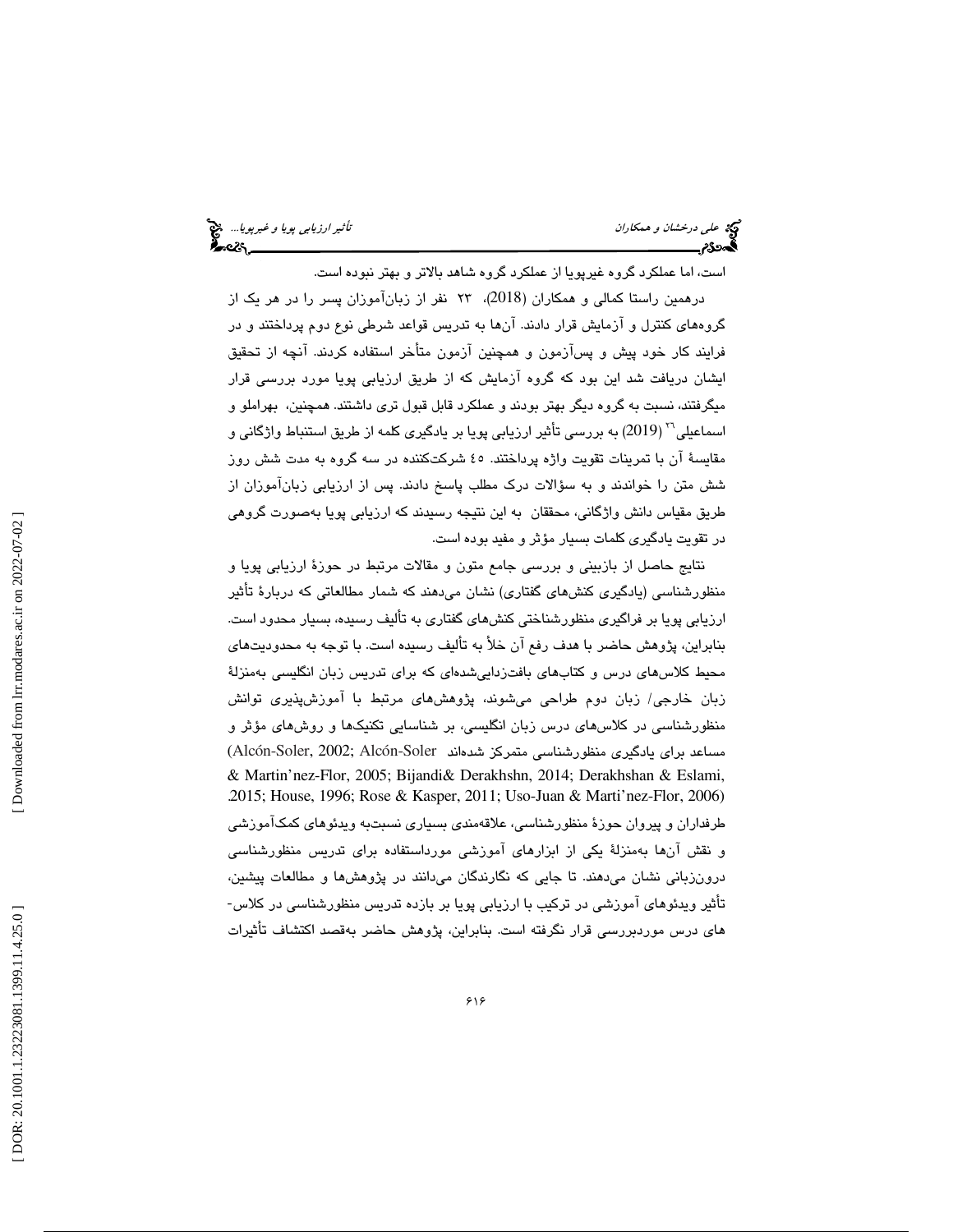است، اما عملکرد گروه غیرپویا از عملکرد گروه شاهد بالاتر و بهتر نبوده است.

درهمین راستا کمالی و همکاران (2018)، ۲۳ نفر از زبان‌آموزان پسر را در هر یک از گروه‌های کنترل و آزمایش قرار دادند. آن‌ها به تدریس قواعد شرطی نوع دوم پرداختند و در فرایند کار خود پیش و پس‌آزمون و همچنین آزمون متأخر استفاده کردند. آنچه از تحقیق ایشان دریافت شد این بود که گروه آزمایش که از طریق ارزیابی پویا مورد بررسی قرار میگرفتند، نسبت به گروه دیگر بهتر بودند و عملکرد قابل قبول تری داشتند. همچنین، بهراملو و اسماعیلی[۲۶] (2019) به بررسی تأثیر ارزیابی پویا بر یادگیری کلمه از طریق استنباط واژگانی و مقایسهٔ آن با تمرینات تقویت واژه پرداختند. ٤٥ شرکت‌کننده در سه گروه به مدت شش روز شش متن را خواندند و به سؤالات درک مطلب پاسخ دادند. پس از ارزیابی زبان‌آموزان از طریق مقیاس دانش واژگانی، محققان به این نتیجه رسیدند که ارزیابی پویا به‌صورت گروهی در تقویت یادگیری کلمات بسیار مؤثر و مفید بوده است.

نتایج حاصل از بازبینی و بررسی جامع متون و مقالات مرتبط در حوزهٔ ارزیابی پویا و منظورشناسی (یادگیری کنش‌های گفتاری) نشان می‌دهند که شمار مطالعاتی که دربارهٔ تأثیر ارزیابی پویا بر فراگیری منظورشناختی کنش‌های گفتاری به تألیف رسیده، بسیار محدود است. بنابراین، پژوهش حاضر با هدف رفع آن خلأ به تألیف رسیده است. با توجه به محدودیت‌های محیط کلاس‌های درس و کتاب‌های بافت‌زدایی‌شده‌ای که برای تدریس زبان انگلیسی به‌منزلهٔ زبان خارجی/ زبان دوم طراحی می‌شوند، پژوهش‌های مرتبط با آموزش‌پذیری توانش منظورشناسی در کلاس‌های درس زبان انگلیسی، بر شناسایی تکنیک‌ها و روش‌های مؤثر و مساعد برای یادگیری منظورشناسی متمرکز شده‌اند (Alcón-Soler, 2002; Alcón-Soler & Martin'nez-Flor, 2005; Bijandi& Derakhshn, 2014; Derakhshan & Eslami, 2015; House, 1996; Rose & Kasper, 2011; Uso-Juan & Marti'nez-Flor, 2006). طرفداران و پیروان حوزهٔ منظورشناسی، علاقه‌مندی بسیاری نسبت‌به ویدئوهای کمک‌آموزشی و نقش آن‌ها به‌منزلهٔ یکی از ابزارهای آموزشی مورداستفاده برای تدریس منظورشناسی درون‌زبانی نشان می‌دهند. تا جایی که نگارندگان می‌دانند در پژوهش‌ها و مطالعات پیشین، تأثیر ویدئوهای آموزشی در ترکیب با ارزیابی پویا بر بازده تدریس منظورشناسی در کلاس‌های درس موردبررسی قرار نگرفته است. بنابراین، پژوهش حاضر به‌قصد اکتشاف تأثیرات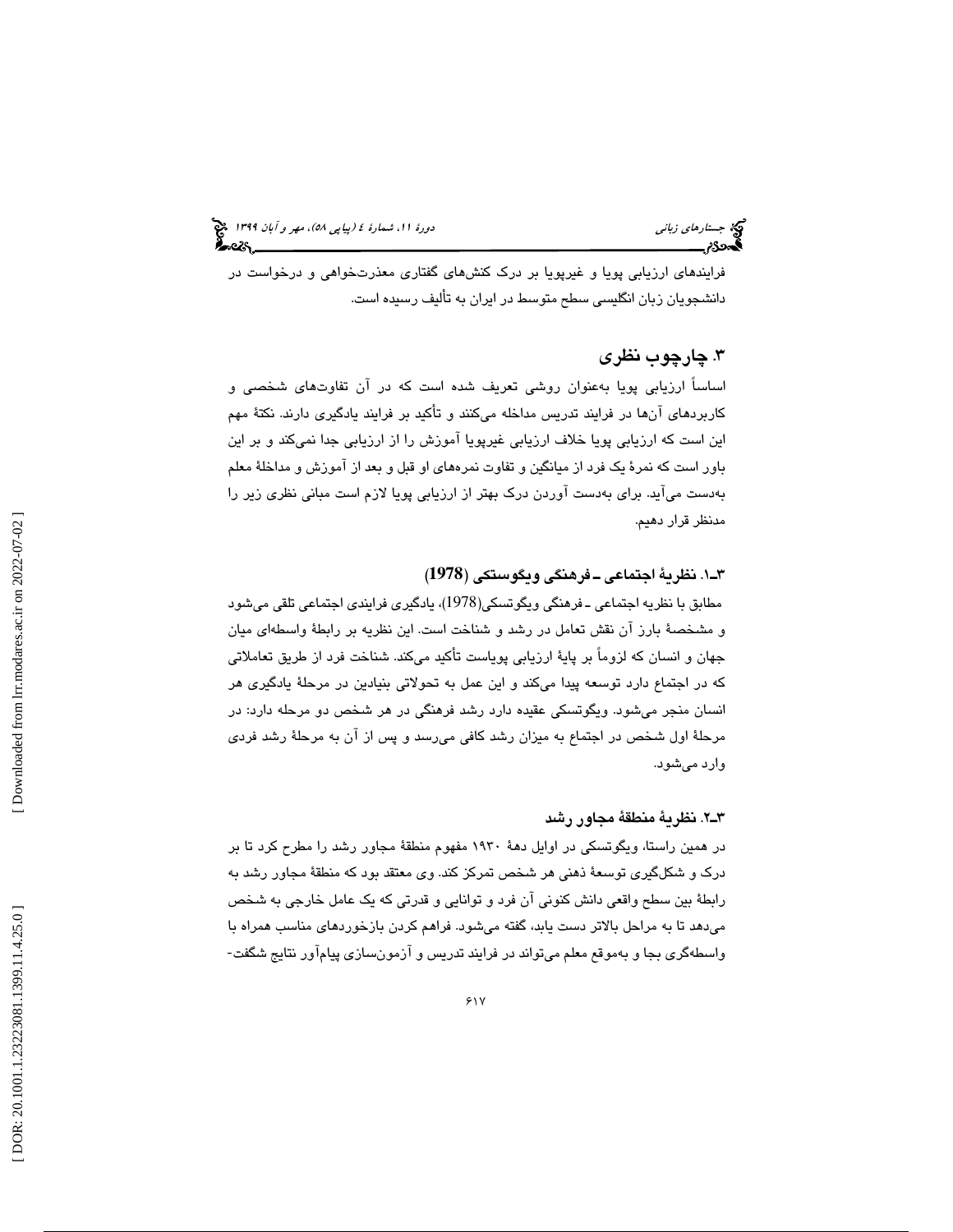فرایندهای ارزیابی پویا و غیرپویا بر درک کنش‌های گفتاری معذرت‌خواهی و درخواست در دانشجویان زبان انگلیسی سطح متوسط در ایران به تألیف رسیده است.

## ۳. چارچوب نظری

اساساً ارزیابی پویا به‌عنوان روشی تعریف شده است که در آن تفاوت‌های شخصی و کاربردهای آن‌ها در فرایند تدریس مداخله می‌کنند و تأکید بر فرایند یادگیری دارند. نکتهٔ مهم این است که ارزیابی پویا خلاف ارزیابی غیرپویا آموزش را از ارزیابی جدا نمی‌کند و بر این باور است که نمرهٔ یک فرد از میانگین و تفاوت نمره‌های او قبل و بعد از آموزش و مداخلهٔ معلم به‌دست می‌آید. برای به‌دست آوردن درک بهتر از ارزیابی پویا لازم است مبانی نظری زیر را مدنظر قرار دهیم.

### ۳ـ۱. نظریهٔ اجتماعی ـ فرهنگی ویگوستکی (1978)

مطابق با نظریه اجتماعی ـ فرهنگی ویگوتسکی(1978)، یادگیری فرایندی اجتماعی تلقی می‌شود و مشخصهٔ بارز آن نقش تعامل در رشد و شناخت است. این نظریه بر رابطهٔ واسطه‌ای میان جهان و انسان که لزوماً بر پایهٔ ارزیابی پویاست تأکید می‌کند. شناخت فرد از طریق تعاملاتی که در اجتماع دارد توسعه پیدا می‌کند و این عمل به تحولاتی بنیادین در مرحلهٔ یادگیری هر انسان منجر می‌شود. ویگوتسکی عقیده دارد رشد فرهنگی در هر شخص دو مرحله دارد: در مرحلهٔ اول شخص در اجتماع به میزان رشد کافی می‌رسد و پس از آن به مرحلهٔ رشد فردی وارد می‌شود.

### ۳ـ۲. نظریهٔ منطقهٔ مجاور رشد

در همین راستا، ویگوتسکی در اوایل دههٔ ۱۹۳۰ مفهوم منطقهٔ مجاور رشد را مطرح کرد تا بر درک و شکل‌گیری توسعهٔ ذهنی هر شخص تمرکز کند. وی معتقد بود که منطقهٔ مجاور رشد به رابطهٔ بین سطح واقعی دانش کنونی آن فرد و توانایی و قدرتی که یک عامل خارجی به شخص می‌دهد تا به مراحل بالاتر دست یابد، گفته می‌شود. فراهم کردن بازخوردهای مناسب همراه با واسطه‌گری بجا و به‌موقع معلم می‌تواند در فرایند تدریس و آزمون‌سازی پیام‌آور نتایج شگفت-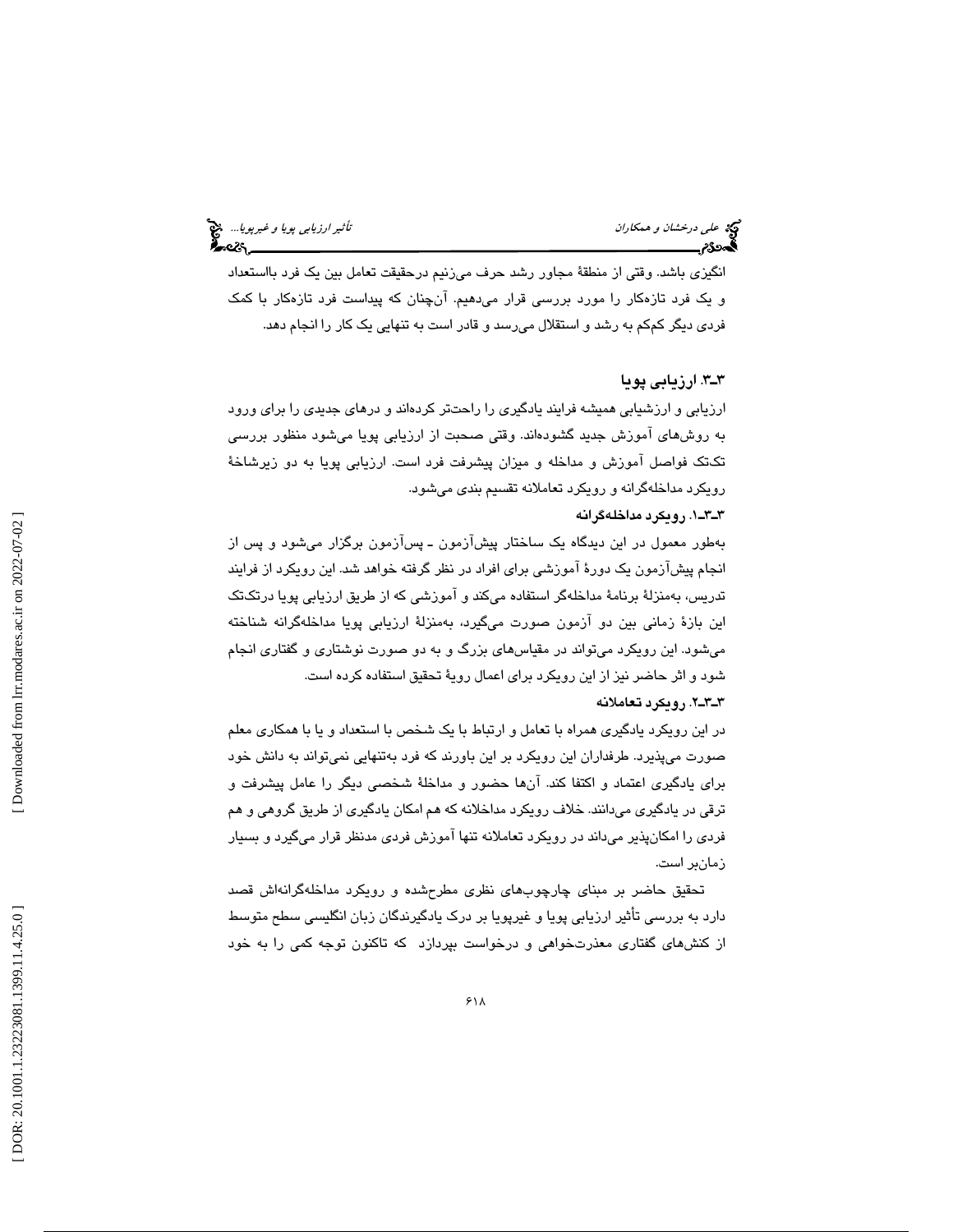انگیزی باشد. وقتی از منطقهٔ مجاور رشد حرف می‌زنیم درحقیقت تعامل بین یک فرد بااستعداد و یک فرد تازه‌کار را مورد بررسی قرار می‌دهیم. آن‌چنان که پیداست فرد تازه‌کار با کمک فردی دیگر کم‌کم به رشد و استقلال می‌رسد و قادر است به تنهایی یک کار را انجام دهد.

### ۳ـ۳. ارزیابی پویا

ارزیابی و ارزشیابی همیشه فرایند یادگیری را راحت‌تر کرده‌اند و درهای جدیدی را برای ورود به روش‌های آموزش جدید گشوده‌اند. وقتی صحبت از ارزیابی پویا می‌شود منظور بررسی تک‌تک فواصل آموزش و مداخله و میزان پیشرفت فرد است. ارزیابی پویا به دو زیرشاخهٔ رویکرد مداخله‌گرانه و رویکرد تعاملانه تقسیم بندی می‌شود.

#### ۳ـ۳ـ۱. رویکرد مداخله‌گرانه

به‌طور معمول در این دیدگاه یک ساختار پیش‌آزمون ـ پس‌آزمون برگزار می‌شود و پس از انجام پیش‌آزمون یک دورهٔ آموزشی برای افراد در نظر گرفته خواهد شد. این رویکرد از فرایند تدریس، به‌منزلهٔ برنامهٔ مداخله‌گر استفاده می‌کند و آموزشی که از طریق ارزیابی پویا درتک‌تک این بازهٔ زمانی بین دو آزمون صورت می‌گیرد، به‌منزلهٔ ارزیابی پویا مداخله‌گرانه شناخته می‌شود. این رویکرد می‌تواند در مقیاس‌های بزرگ و به دو صورت نوشتاری و گفتاری انجام شود و اثر حاضر نیز از این رویکرد برای اعمال رویهٔ تحقیق استفاده کرده است.

#### ۳ـ۳ـ۲. رویکرد تعاملانه

در این رویکرد یادگیری همراه با تعامل و ارتباط با یک شخص با استعداد و یا با همکاری معلم صورت می‌پذیرد. طرفداران این رویکرد بر این باورند که فرد به‌تنهایی نمی‌تواند به دانش خود برای یادگیری اعتماد و اکتفا کند. آن‌ها حضور و مداخلهٔ شخصی دیگر را عامل پیشرفت و ترقی در یادگیری می‌دانند. خلاف رویکرد مداخلانه که هم امکان یادگیری از طریق گروهی و هم فردی را امکان‌پذیر می‌داند در رویکرد تعاملانه تنها آموزش فردی مدنظر قرار می‌گیرد و بسیار زمان‌بر است.

تحقیق حاضر بر مبنای چارچوب‌های نظری مطرح‌شده و رویکرد مداخله‌گرانه‌اش قصد دارد به بررسی تأثیر ارزیابی پویا و غیرپویا بر درک یادگیرندگان زبان انگلیسی سطح متوسط از کنش‌های گفتاری معذرت‌خواهی و درخواست بپردازد  که تاکنون توجه کمی را به خود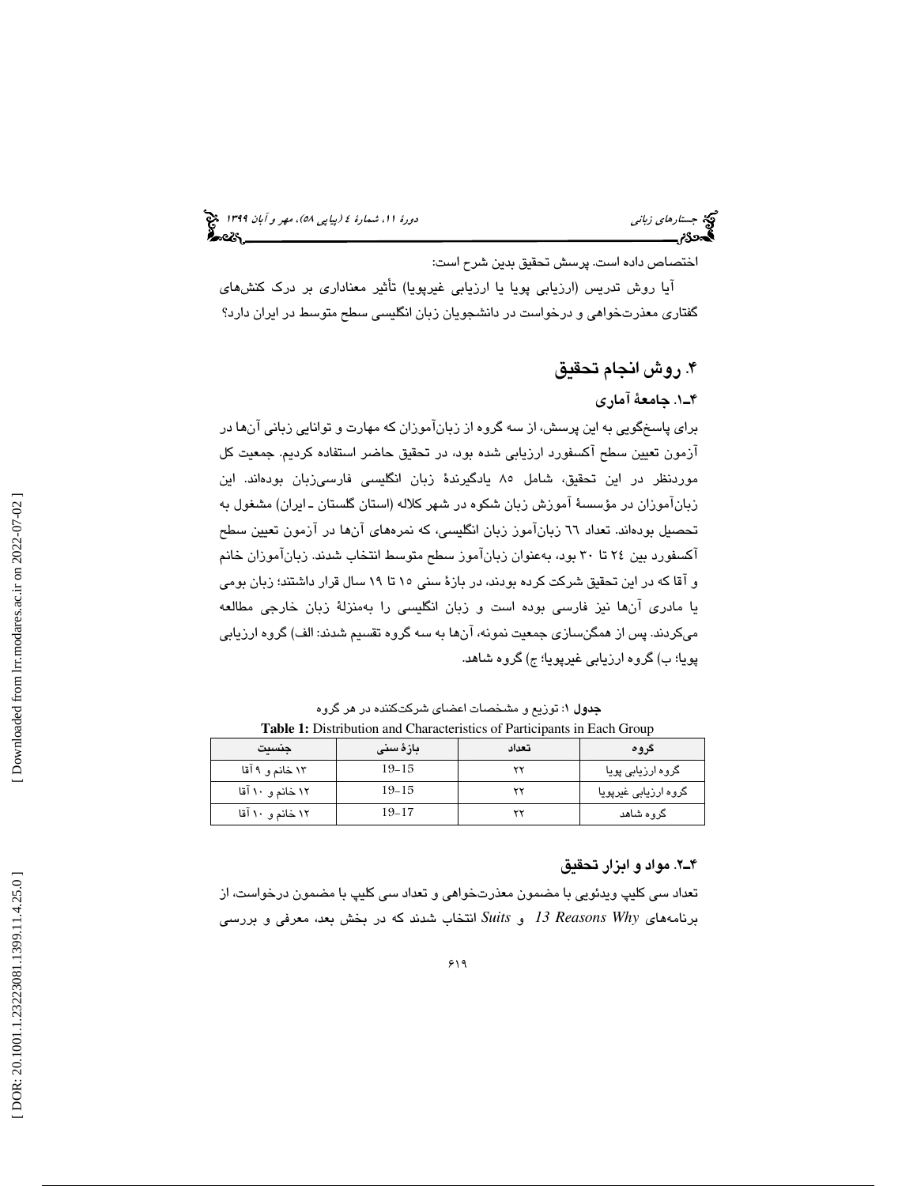اختصاص داده است. پرسش تحقیق بدین شرح است:

آیا روش تدریس (ارزیابی پویا یا ارزیابی غیرپویا) تأثیر معناداری بر درک کنش‌های گفتاری معذرت‌خواهی و درخواست در دانشجویان زبان انگلیسی سطح متوسط در ایران دارد؟

## ۴. روش انجام تحقیق

### ۴ـ۱. جامعهٔ آماری

برای پاسخگویی به این پرسش، از سه گروه از زبان‌آموزان که مهارت و توانایی زبانی آن‌ها در آزمون تعیین سطح آکسفورد ارزیابی شده بود، در تحقیق حاضر استفاده کردیم. جمعیت کل موردنظر در این تحقیق، شامل ۸۵ یادگیرندهٔ زبان انگلیسی فارسی‌زبان بوده‌اند. این زبان‌آموزان در مؤسسهٔ آموزش زبان شکوه در شهر کلاله (استان گلستان ـ ایران) مشغول به تحصیل بوده‌اند. تعداد ٦٦ زبان‌آموز زبان انگلیسی، که نمره‌های آن‌ها در آزمون تعیین سطح آکسفورد بین ٢٤ تا ٣٠ بود، به‌عنوان زبان‌آموز سطح متوسط انتخاب شدند. زبان‌آموزان خانم و آقا که در این تحقیق شرکت کرده بودند، در بازهٔ سنی ١٥ تا ١٩ سال قرار داشتند؛ زبان بومی یا مادری آن‌ها نیز فارسی بوده است و زبان انگلیسی را به‌منزلهٔ زبان خارجی مطالعه می‌کردند. پس از همگن‌سازی جمعیت نمونه، آن‌ها به سه گروه تقسیم شدند: الف) گروه ارزیابی پویا؛ ب) گروه ارزیابی غیرپویا؛ ج) گروه شاهد.

**جدول ۱**: توزیع و مشخصات اعضای شرکت‌کننده در هر گروه

**Table 1:** Distribution and Characteristics of Participants in Each Group

| گروه | تعداد | بازهٔ سنی | جنسیت |
|---|---|---|---|
| گروه ارزیابی پویا | ۲۲ | 15-19 | ۱۳ خانم و ۹ آقا |
| گروه ارزیابی غیرپویا | ۲۲ | 15-19 | ۱۲ خانم و ۱۰ آقا |
| گروه شاهد | ۲۲ | 17-19 | ۱۲ خانم و ۱۰ آقا |

### ۴ـ۲. مواد و ابزار تحقیق

تعداد سی کلیپ ویدئویی با مضمون معذرت‌خواهی و تعداد سی کلیپ با مضمون درخواست، از برنامه‌های *13 Reasons Why* و *Suits* انتخاب شدند که در بخش بعد، معرفی و بررسی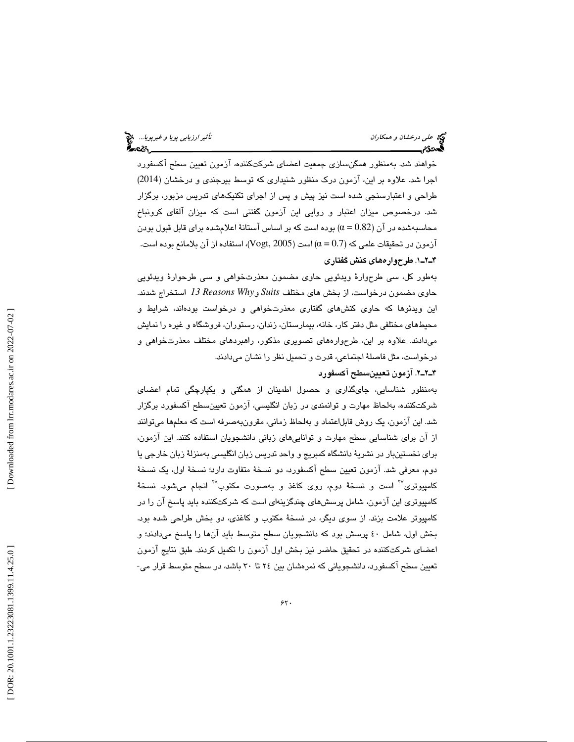خواهند شد. به‌منظور همگن‌سازی جمعیت اعضای شرکت‌کننده، آزمون تعیین سطح آکسفورد اجرا شد. علاوه بر این، آزمون درک منظور شنیداری که توسط بیرجندی و درخشان (2014) طراحی و اعتبارسنجی شده است نیز پیش و پس از اجرای تکنیک‌های تدریس مزبور، برگزار شد. درخصوص میزان اعتبار و روایی این آزمون گفتنی است که میزان آلفای کرونباخ محاسبه‌شده در آن ($\alpha = 0.82$) بوده است که بر اساس آستانهٔ اعلام‌شده برای قابل قبول بودن آزمون در تحقیقات علمی که ($\alpha = 0.7$) است (Vogt, 2005)، استفاده از آن بلامانع بوده است.

### ۴-۲-۱. طرح‌واره‌های کنش گفتاری

به‌طور کل، سی طرحوارهٔ ویدئویی حاوی مضمون معذرت‌خواهی و سی طرحوارهٔ ویدئویی حاوی مضمون درخواست، از بخش های مختلف *Suits* و *13 Reasons Why* استخراج شدند. این ویدئوها که حاوی کنش‌های گفتاری معذرت‌خواهی و درخواست بوده‌اند، شرایط و محیط‌های مختلفی مثل دفتر کار، خانه، بیمارستان، زندان، رستوران، فروشگاه و غیره را نمایش می‌دادند. علاوه بر این، طرح‌واره‌های تصویری مذکور، راهبردهای مختلف معذرت‌خواهی و درخواست، مثل فاصلهٔ اجتماعی، قدرت و تحمیل نظر را نشان می‌دادند.

### ۴-۲-۲. آزمون تعیین‌سطح آکسفورد

به‌منظور شناسایی، جای‌گذاری و حصول اطمینان از همگنی و یکپارچگی تمام اعضای شرکت‌کننده، به‌لحاظ مهارت و توانمندی در زبان انگلیسی، آزمون تعیین‌سطح آکسفورد برگزار شد. این آزمون، یک روش قابل‌اعتماد و به‌لحاظ زمانی، مقرون‌به‌صرفه است که معلم‌ها می‌توانند از آن برای شناسایی سطح مهارت و توانایی‌های زبانی دانشجویان استفاده کنند. این آزمون، برای نخستین‌بار در نشریهٔ دانشگاه کمبریج و واحد تدریس زبان انگلیسی به‌منزلهٔ زبان خارجی یا دوم، معرفی شد. آزمون تعیین سطح آکسفورد، دو نسخهٔ متفاوت دارد؛ نسخهٔ اول، یک نسخهٔ کامپیوتری[۲۷] است و نسخهٔ دوم، روی کاغذ و به‌صورت مکتوب[۲۸] انجام می‌شود. نسخهٔ کامپیوتری این آزمون، شامل پرسش‌های چندگزینه‌ای است که شرکت‌کننده باید پاسخ آن را در کامپیوتر علامت بزند. از سوی دیگر، در نسخهٔ مکتوب و کاغذی، دو بخش طراحی شده بود. بخش اول، شامل ۴۰ پرسش بود که دانشجویان سطح متوسط باید آن‌ها را پاسخ می‌دادند؛ و اعضای شرکت‌کننده در تحقیق حاضر نیز بخش اول آزمون را تکمیل کردند. طبق نتایج آزمون تعیین سطح آکسفورد، دانشجویانی که نمره‌شان بین ۲۴ تا ۳۰ باشد، در سطح متوسط قرار می-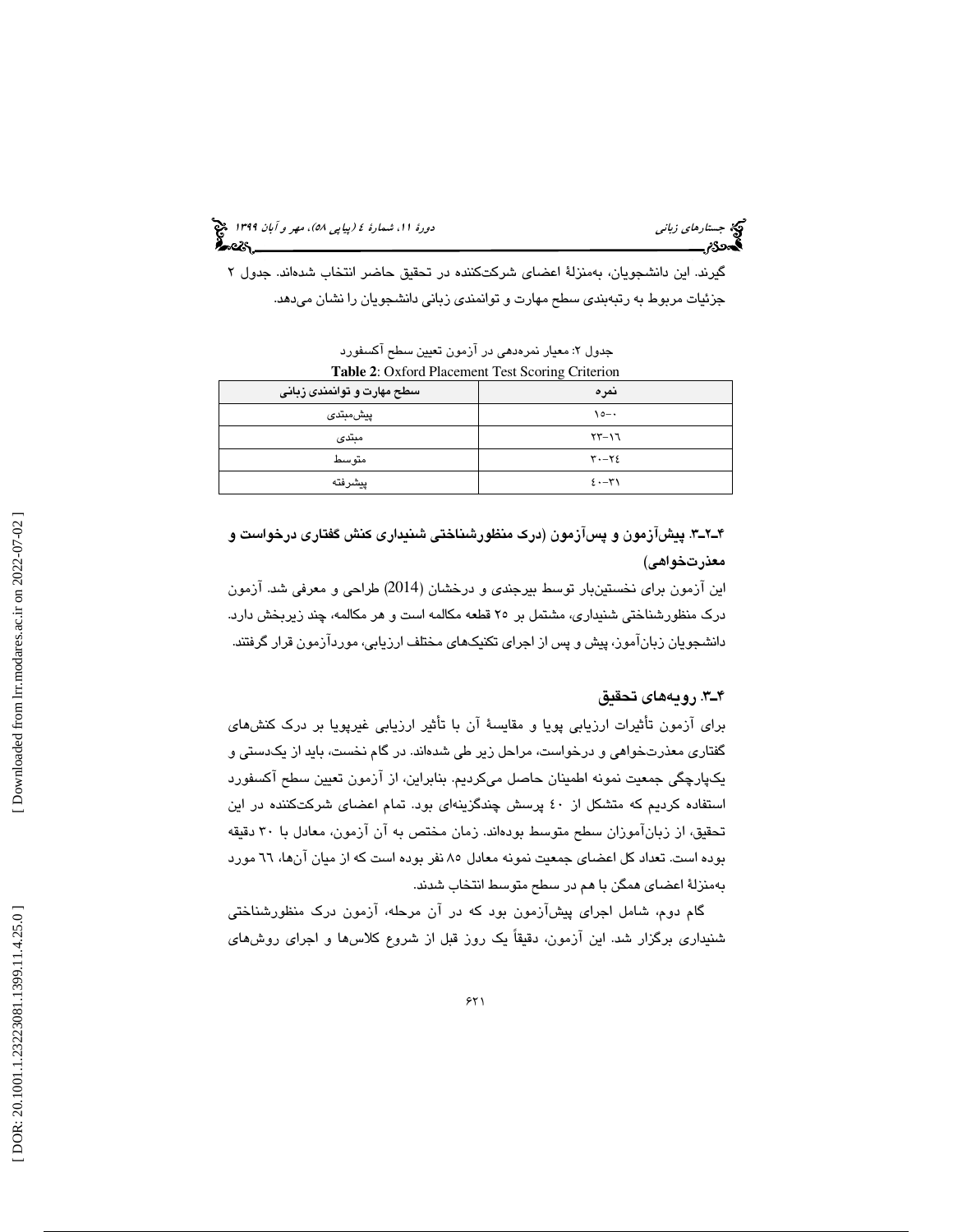گیرند. این دانشجویان، به‌منزلهٔ اعضای شرکت‌کننده در تحقیق حاضر انتخاب شده‌اند. جدول ۲ جزئیات مربوط به رتبه‌بندی سطح مهارت و توانمندی زبانی دانشجویان را نشان می‌دهد.

جدول ۲: معیار نمره‌دهی در آزمون تعیین سطح آکسفورد

**Table 2**: Oxford Placement Test Scoring Criterion

| سطح مهارت و توانمندی زبانی | نمره |
|---|---|
| پیش‌مبتدی | ۰-۱۵ |
| مبتدی | ۱۶-۲۳ |
| متوسط | ۲۴-۳۰ |
| پیشرفته | ۳۱-۴۰ |

### ۴-۲-۳. پیش‌آزمون و پس‌آزمون (درک منظورشناختی شنیداری کنش گفتاری درخواست و معذرت‌خواهی)

این آزمون برای نخستین‌بار توسط بیرجندی و درخشان (2014) طراحی و معرفی شد. آزمون درک منظورشناختی شنیداری، مشتمل بر ۲۵ قطعه مکالمه است و هر مکالمه، چند زیربخش دارد. دانشجویان زبان‌آموز، پیش و پس از اجرای تکنیک‌های مختلف ارزیابی، موردآزمون قرار گرفتند.

### ۴-۳. رویه‌های تحقیق

برای آزمون تأثیرات ارزیابی پویا و مقایسهٔ آن با تأثیر ارزیابی غیرپویا بر درک کنش‌های گفتاری معذرت‌خواهی و درخواست، مراحل زیر طی شده‌اند. در گام نخست، باید از یکدستی و یکپارچگی جمعیت نمونه اطمینان حاصل می‌کردیم. بنابراین، از آزمون تعیین سطح آکسفورد استفاده کردیم که متشکل از ٤٠ پرسش چندگزینه‌ای بود. تمام اعضای شرکت‌کننده در این تحقیق، از زبان‌آموزان سطح متوسط بوده‌اند. زمان مختص به آن آزمون، معادل با ۳۰ دقیقه بوده است. تعداد کل اعضای جمعیت نمونه معادل ۸۵ نفر بوده است که از میان آن‌ها، ٦٦ مورد به‌منزلهٔ اعضای همگن با هم در سطح متوسط انتخاب شدند.

گام دوم، شامل اجرای پیش‌آزمون بود که در آن مرحله، آزمون درک منظورشناختی شنیداری برگزار شد. این آزمون، دقیقاً یک روز قبل از شروع کلاس‌ها و اجرای روش‌های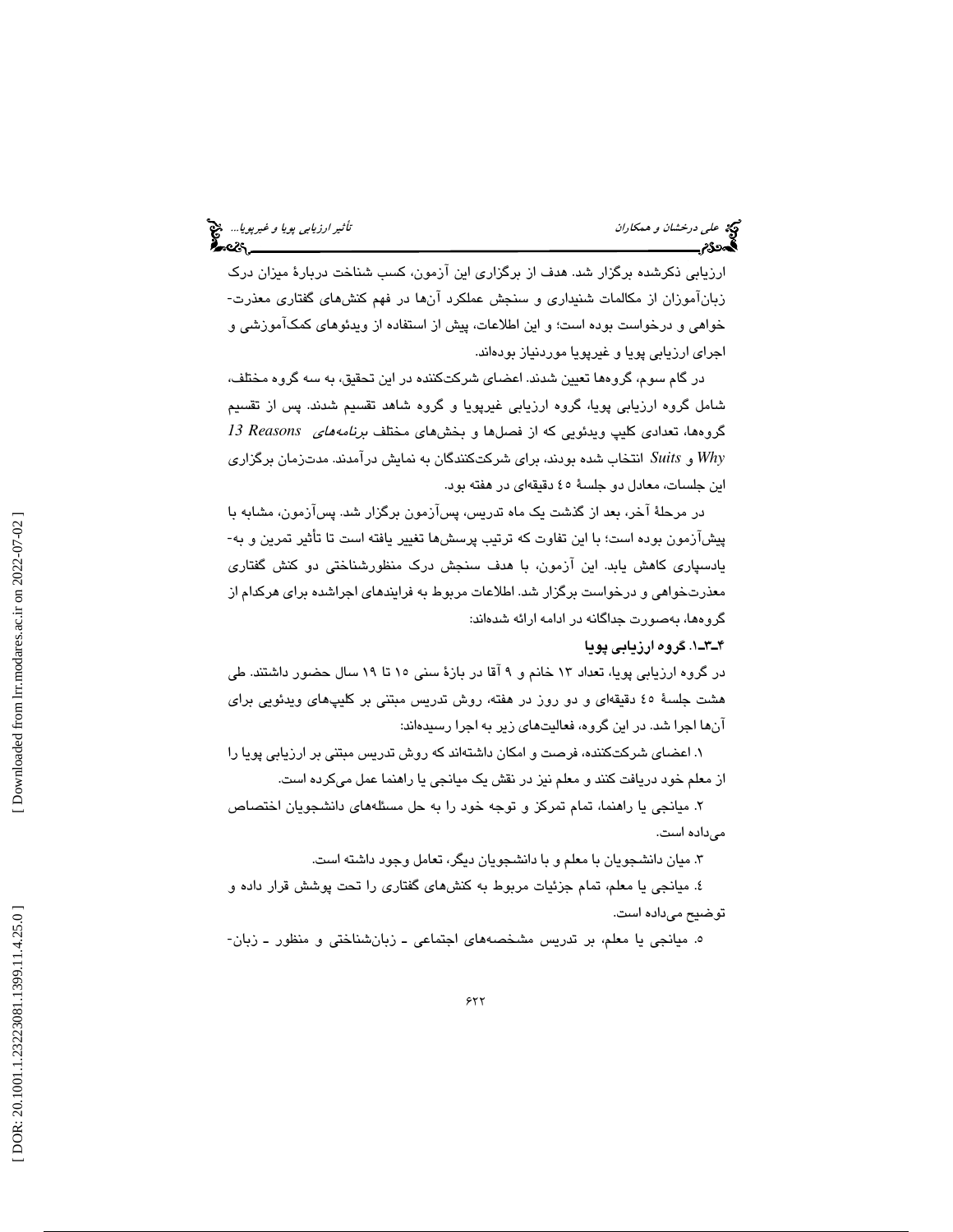ارزیابی ذکرشده برگزار شد. هدف از برگزاری این آزمون، کسب شناخت دربارهٔ میزان درک زبان‌آموزان از مکالمات شنیداری و سنجش عملکرد آن‌ها در فهم کنش‌های گفتاری معذرت‌خواهی و درخواست بوده است؛ و این اطلاعات، پیش از استفاده از ویدئوهای کمک‌آموزشی و اجرای ارزیابی پویا و غیرپویا موردنیاز بوده‌اند.

در گام سوم، گروه‌ها تعیین شدند. اعضای شرکت‌کننده در این تحقیق، به سه گروه مختلف، شامل گروه ارزیابی پویا، گروه ارزیابی غیرپویا و گروه شاهد تقسیم شدند. پس از تقسیم گروه‌ها، تعدادی کلیپ ویدئویی که از فصل‌ها و بخش‌های مختلف *برنامه‌های* *13 Reasons Why* و *Suits* انتخاب شده بودند، برای شرکت‌کنندگان به نمایش درآمدند. مدت‌زمان برگزاری این جلسات، معادل دو جلسهٔ ۴۵ دقیقه‌ای در هفته بود.

در مرحلهٔ آخر، بعد از گذشت یک ماه تدریس، پس‌آزمون برگزار شد. پس‌آزمون، مشابه با پیش‌آزمون بوده است؛ با این تفاوت که ترتیب پرسش‌ها تغییر یافته است تا تأثیر تمرین و به‌یادسپاری کاهش یابد. این آزمون، با هدف سنجش درک منظورشناختی دو کنش گفتاری معذرت‌خواهی و درخواست برگزار شد. اطلاعات مربوط به فرایندهای اجراشده برای هرکدام از گروه‌ها، به‌صورت جداگانه در ادامه ارائه شده‌اند:

### ۴ـ۳ـ۱. گروه ارزیابی پویا

در گروه ارزیابی پویا، تعداد ۱۳ خانم و ۹ آقا در بازهٔ سنی ۱۵ تا ۱۹ سال حضور داشتند. طی هشت جلسهٔ ۴۵ دقیقه‌ای و دو روز در هفته، روش تدریس مبتنی بر کلیپ‌های ویدئویی برای آن‌ها اجرا شد. در این گروه، فعالیت‌های زیر به اجرا رسیده‌اند:

۱. اعضای شرکت‌کننده، فرصت و امکان داشته‌اند که روش تدریس مبتنی بر ارزیابی پویا را از معلم خود دریافت کنند و معلم نیز در نقش یک میانجی یا راهنما عمل می‌کرده است.

۲. میانجی یا راهنما، تمام تمرکز و توجه خود را به حل مسئله‌های دانشجویان اختصاص می‌داده است.

۳. میان دانشجویان با معلم و با دانشجویان دیگر، تعامل وجود داشته است.

۴. میانجی یا معلم، تمام جزئیات مربوط به کنش‌های گفتاری را تحت پوشش قرار داده و توضیح می‌داده است.

۵. میانجی یا معلم، بر تدریس مشخصه‌های اجتماعی ـ زبان‌شناختی و منظور ـ زبان-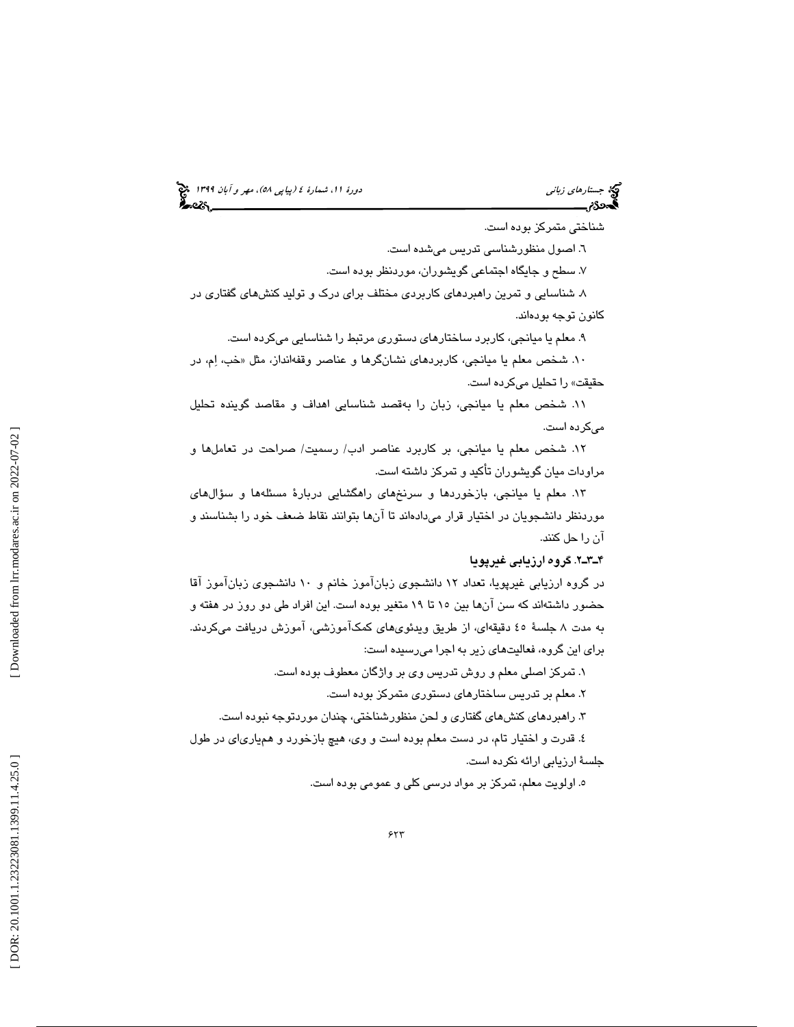شناختی متمرکز بوده است.

۶. اصول منظورشناسی تدریس می‌شده است.

۷. سطح و جایگاه اجتماعی گویشوران، موردنظر بوده است.

۸. شناسایی و تمرین راهبردهای کاربردی مختلف برای درک و تولید کنش‌های گفتاری در کانون توجه بوده‌اند.

۹. معلم یا میانجی، کاربرد ساختارهای دستوری مرتبط را شناسایی می‌کرده است.

۱۰. شخص معلم یا میانجی، کاربردهای نشان‌گرها و عناصر وقفه‌انداز، مثل «خب، اِم، در حقیقت» را تحلیل می‌کرده است.

۱۱. شخص معلم یا میانجی، زبان را به‌قصد شناسایی اهداف و مقاصد گوینده تحلیل می‌کرده است.

۱۲. شخص معلم یا میانجی، بر کاربرد عناصر ادب/ رسمیت/ صراحت در تعامل‌ها و مراودات میان گویشوران تأکید و تمرکز داشته است.

۱۳. معلم یا میانجی، بازخوردها و سرنخ‌های راهگشایی دربارهٔ مسئله‌ها و سؤال‌های موردنظر دانشجویان در اختیار قرار می‌داده‌اند تا آن‌ها بتوانند نقاط ضعف خود را بشناسند و آن را حل کنند.

### ۴ـ۳ـ۲. گروه ارزیابی غیرپویا

در گروه ارزیابی غیرپویا، تعداد ۱۲ دانشجوی زبان‌آموز خانم و ۱۰ دانشجوی زبان‌آموز آقا حضور داشته‌اند که سن آن‌ها بین ۱۵ تا ۱۹ متغیر بوده است. این افراد طی دو روز در هفته و به مدت ۸ جلسهٔ ۴۵ دقیقه‌ای، از طریق ویدئوی‌های کمک‌آموزشی، آموزش دریافت می‌کردند. برای این گروه، فعالیت‌های زیر به اجرا می‌رسیده است:

۱. تمرکز اصلی معلم و روش تدریس وی بر واژگان معطوف بوده است.

۲. معلم بر تدریس ساختارهای دستوری متمرکز بوده است.

۳. راهبردهای کنش‌های گفتاری و لحن منظورشناختی، چندان موردتوجه نبوده است.

۴. قدرت و اختیار تام، در دست معلم بوده است و وی، هیچ بازخورد و همیاری‌ای در طول جلسهٔ ارزیابی ارائه نکرده است.

۵. اولویت معلم، تمرکز بر مواد درسی کلی و عمومی بوده است.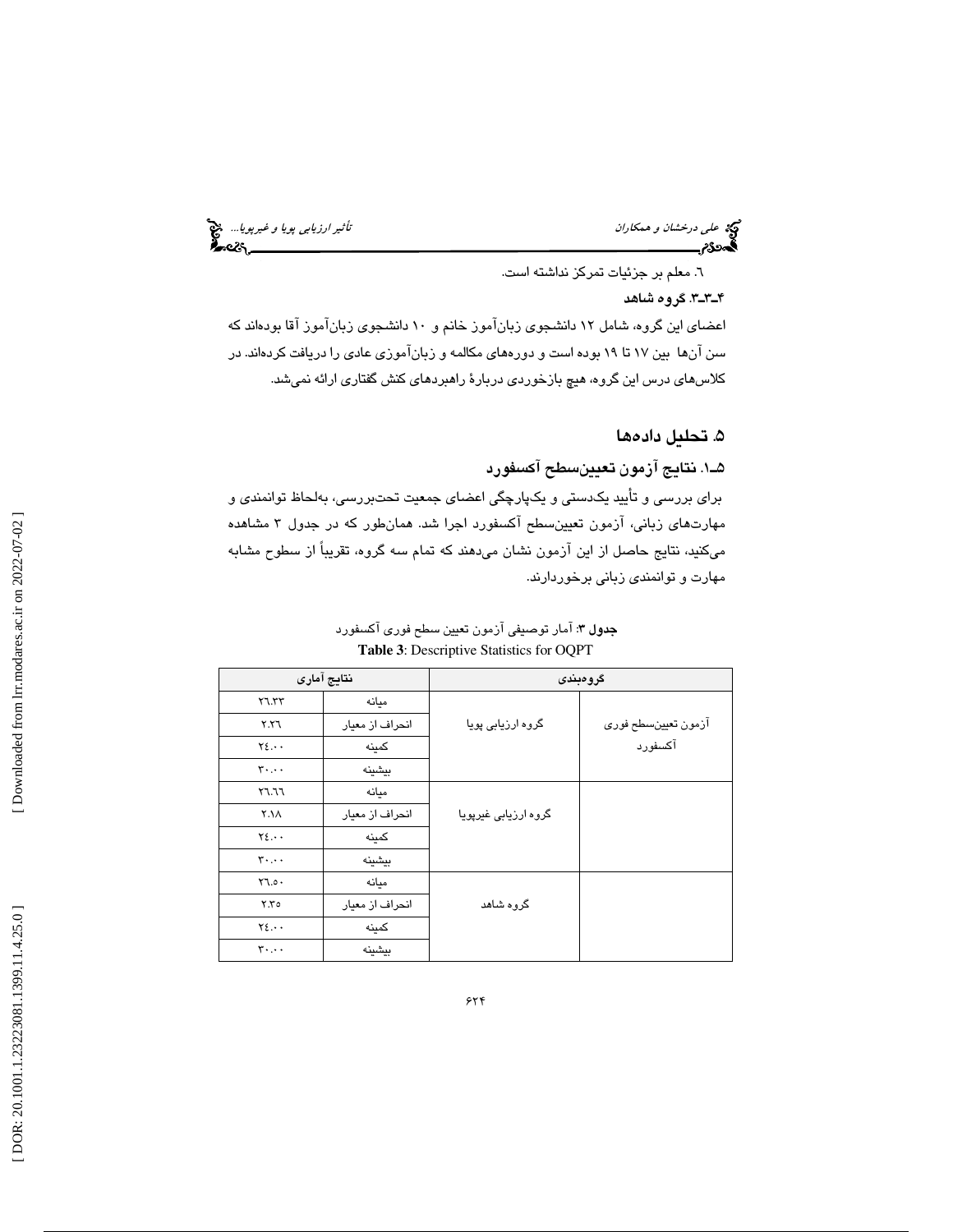٦. معلم بر جزئیات تمرکز نداشته است.

**۴ـ۳ـ۳. گروه شاهد**

اعضای این گروه، شامل ۱۲ دانشجوی زبان‌آموز خانم و ۱۰ دانشجوی زبان‌آموز آقا بوده‌اند که سن آن‌ها بین ۱۷ تا ۱۹ بوده است و دوره‌های مکالمه و زبان‌آموزی عادی را دریافت کرده‌اند. در کلاس‌های درس این گروه، هیچ بازخوردی دربارهٔ راهبردهای کنش گفتاری ارائه نمی‌شد.

## ۵. تحلیل داده‌ها

### ۵ـ۱. نتایج آزمون تعیین‌سطح آکسفورد

برای بررسی و تأیید یک‌دستی و یک‌پارچگی اعضای جمعیت تحت‌بررسی، به‌لحاظ توانمندی و مهارت‌های زبانی، آزمون تعیین‌سطح آکسفورد اجرا شد. همان‌طور که در جدول ۳ مشاهده می‌کنید، نتایج حاصل از این آزمون نشان می‌دهند که تمام سه گروه، تقریباً از سطوح مشابه مهارت و توانمندی زبانی برخوردارند.

**جدول ۳**: آمار توصیفی آزمون تعیین سطح فوری آکسفورد

**Table 3**: Descriptive Statistics for OQPT

| گروه‌بندی | | نتایج آماری | |
|---|---|---|---|
| آزمون تعیین‌سطح فوری آکسفورد | گروه ارزیابی پویا | میانه | ٢٦.٣٣ |
| | | انحراف از معیار | ٢.٢٦ |
| | | کمینه | ٢٤.٠٠ |
| | | بیشینه | ٣٠.٠٠ |
| | گروه ارزیابی غیرپویا | میانه | ٢٦.٦٦ |
| | | انحراف از معیار | ٢.١٨ |
| | | کمینه | ٢٤.٠٠ |
| | | بیشینه | ٣٠.٠٠ |
| | گروه شاهد | میانه | ٢٦.٥٠ |
| | | انحراف از معیار | ٢.٣٥ |
| | | کمینه | ٢٤.٠٠ |
| | | بیشینه | ٣٠.٠٠ |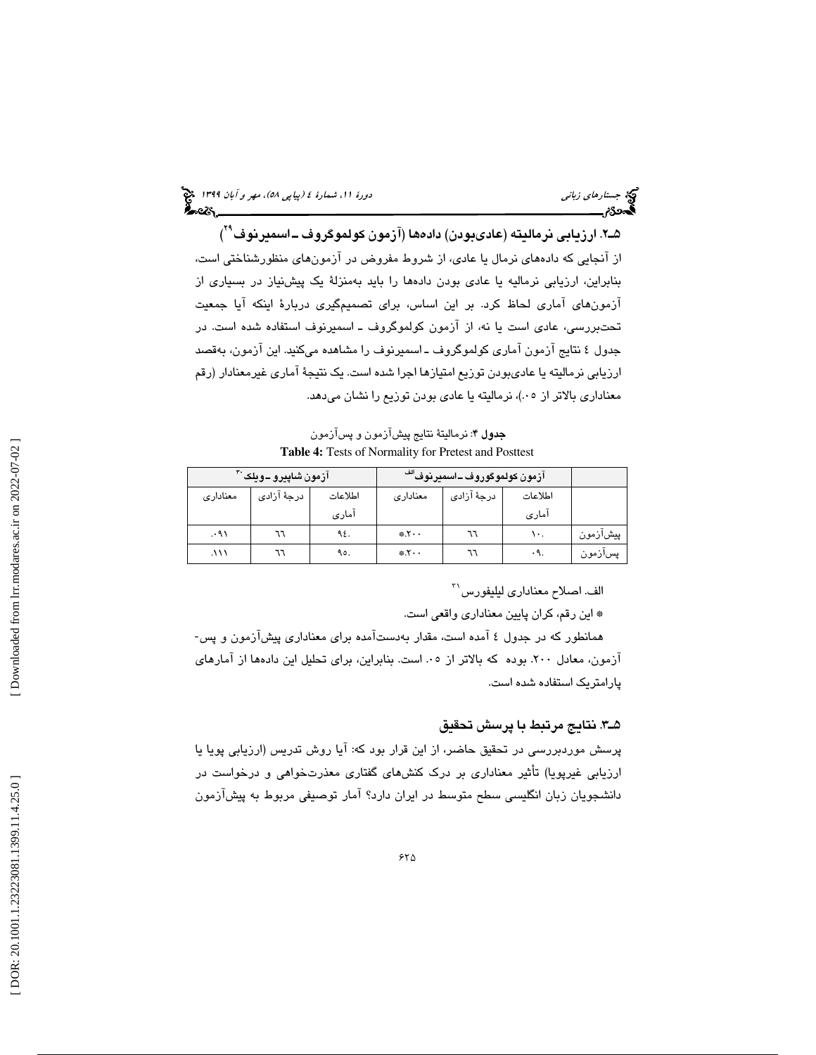## ۵ـ۲. ارزیابی نرمالیته (عادی‌بودن) داده‌ها (آزمون کولموگروف ـ اسمیرنوف[29])

از آنجایی که داده‌های نرمال یا عادی، از شروط مفروض در آزمون‌های منظورشناختی است، بنابراین، ارزیابی نرمالیه یا عادی بودن داده‌ها را باید به‌منزلهٔ یک پیش‌نیاز در بسیاری از آزمون‌های آماری لحاظ کرد. بر این اساس، برای تصمیم‌گیری دربارهٔ اینکه آیا جمعیت تحت‌بررسی، عادی است یا نه، از آزمون کولموگروف ـ اسمیرنوف استفاده شده است. در جدول ٤ نتایج آزمون آماری کولموگروف ـ اسمیرنوف را مشاهده می‌کنید. این آزمون، به‌قصد ارزیابی نرمالیته یا عادی‌بودن توزیع امتیازها اجرا شده است. یک نتیجهٔ آماری غیرمعنادار (رقم معناداری بالاتر از ۰۵.)، نرمالیته یا عادی بودن توزیع را نشان می‌دهد.

**جدول ۴**: نرمالیتهٔ نتایج پیش‌آزمون و پس‌آزمون

**Table 4:** Tests of Normality for Pretest and Posttest

| | آزمون کولموگوروف ـ اسمیرنوف[الف] | | | آزمون شاپیرو ـ ویلک[30] | | |
|---|---|---|---|---|---|---|
| | اطلاعات آماری | درجهٔ آزادی | معناداری | اطلاعات آماری | درجهٔ آزادی | معناداری |
| پیش‌آزمون | ۱۰. | ٦٦ | *۲۰۰. | ۹٤. | ٦٦ | ۰۹۱. |
| پس‌آزمون | ۰۹. | ٦٦ | *۲۰۰. | ۹٥. | ٦٦ | ۱۱۱. |

الف. اصلاح معناداری لیلیفورس[31]

* این رقم، کران پایین معناداری واقعی است.

همانطور که در جدول ٤ آمده است، مقدار به‌دست‌آمده برای معناداری پیش‌آزمون و پس‌آزمون، معادل ۲۰۰. بوده که بالاتر از ۰۵. است. بنابراین، برای تحلیل این داده‌ها از آمارهای پارامتریک استفاده شده است.

## ۵ـ۳. نتایج مرتبط با پرسش تحقیق

پرسش موردبررسی در تحقیق حاضر، از این قرار بود که: آیا روش تدریس (ارزیابی پویا یا ارزیابی غیرپویا) تأثیر معناداری بر درک کنش‌های گفتاری معذرت‌خواهی و درخواست در دانشجویان زبان انگلیسی سطح متوسط در ایران دارد؟ آمار توصیفی مربوط به پیش‌آزمون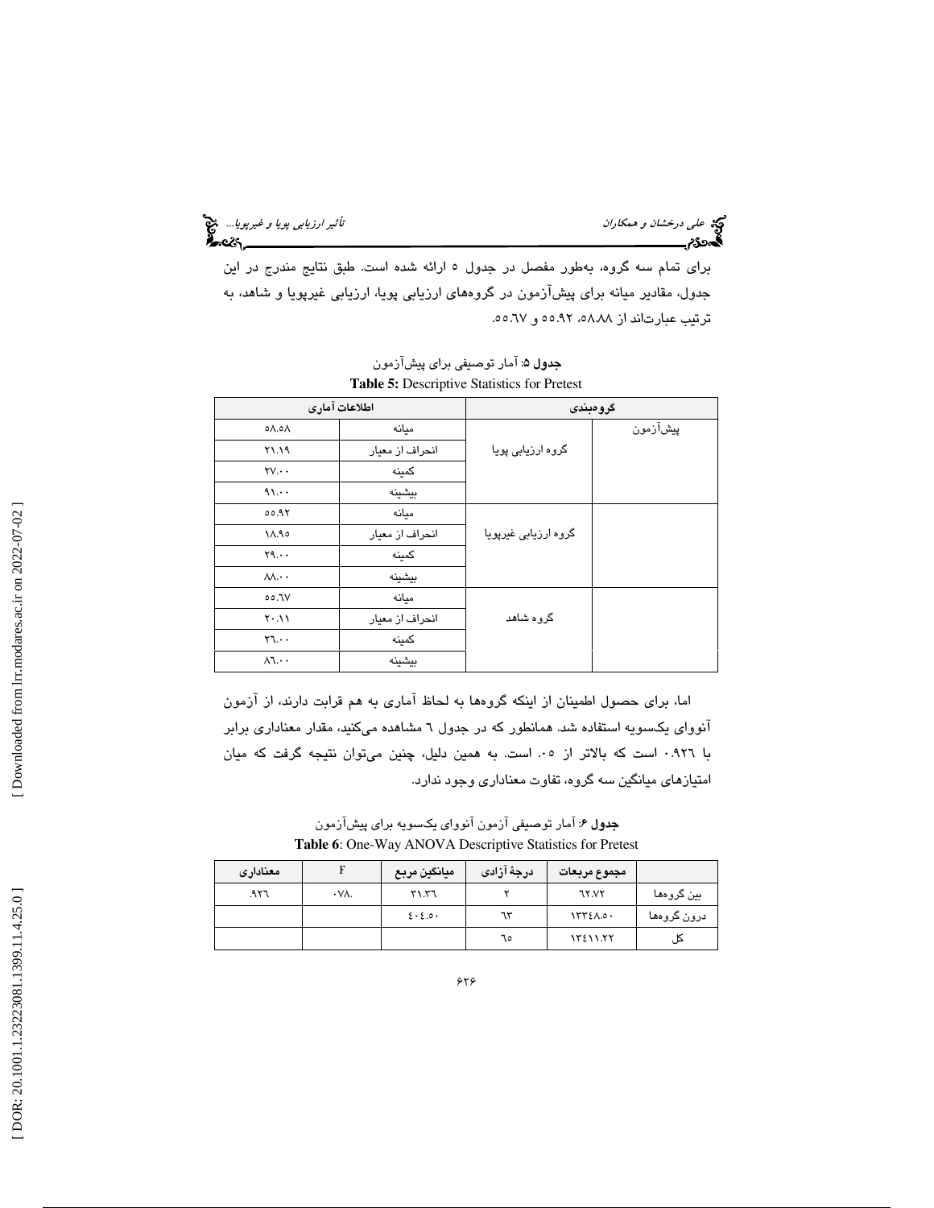برای تمام سه گروه، به‌طور مفصل در جدول ٥ ارائه شده است. طبق نتایج مندرج در این جدول، مقادیر میانه برای پیش‌آزمون در گروه‌های ارزیابی پویا، ارزیابی غیرپویا و شاهد، به ترتیب عبارت‌اند از ٥٨.٨٨، ٥٥.٩٢ و ٥٥.٦٧.

**جدول ٥**: آمار توصیفی برای پیش‌آزمون

**Table 5:** Descriptive Statistics for Pretest

| گروه‌بندی | | اطلاعات آماری | |
|---|---|---|---|
| پیش‌آزمون | گروه ارزیابی پویا | میانه | ٥٨.٥٨ |
| | | انحراف از معیار | ٢١.١٩ |
| | | کمینه | ٢٧.٠٠ |
| | | بیشینه | ٩١.٠٠ |
| | گروه ارزیابی غیرپویا | میانه | ٥٥.٩٢ |
| | | انحراف از معیار | ١٨.٩٥ |
| | | کمینه | ٢٩.٠٠ |
| | | بیشینه | ٨٨.٠٠ |
| | گروه شاهد | میانه | ٥٥.٦٧ |
| | | انحراف از معیار | ٢٠.١١ |
| | | کمینه | ٢٦.٠٠ |
| | | بیشینه | ٨٦.٠٠ |

اما، برای حصول اطمینان از اینکه گروه‌ها به لحاظ آماری به هم قرابت دارند، از آزمون آنووای یکسویه استفاده شد. همانطور که در جدول ٦ مشاهده می‌کنید، مقدار معناداری برابر با ٠.٩٢٦ است که بالاتر از ٠.٠٥ است. به همین دلیل، چنین می‌توان نتیجه گرفت که میان امتیازهای میانگین سه گروه، تفاوت معناداری وجود ندارد.

**جدول ٦**: آمار توصیفی آزمون آنووای یکسویه برای پیش‌آزمون

**Table 6**: One-Way ANOVA Descriptive Statistics for Pretest

| | مجموع مربعات | درجهٔ آزادی | میانگین مربع | F | معناداری |
|---|---|---|---|---|---|
| بین گروه‌ها | ٦٢.٧٢ | ٢ | ٣١.٣٦ | ٠٧٨. | .٩٢٦ |
| درون گروه‌ها | ١٣٣٤٨.٥٠ | ٦٣ | ٤٠٤.٥٠ | | |
| کل | ١٣٤١١.٢٢ | ٦٥ | | | |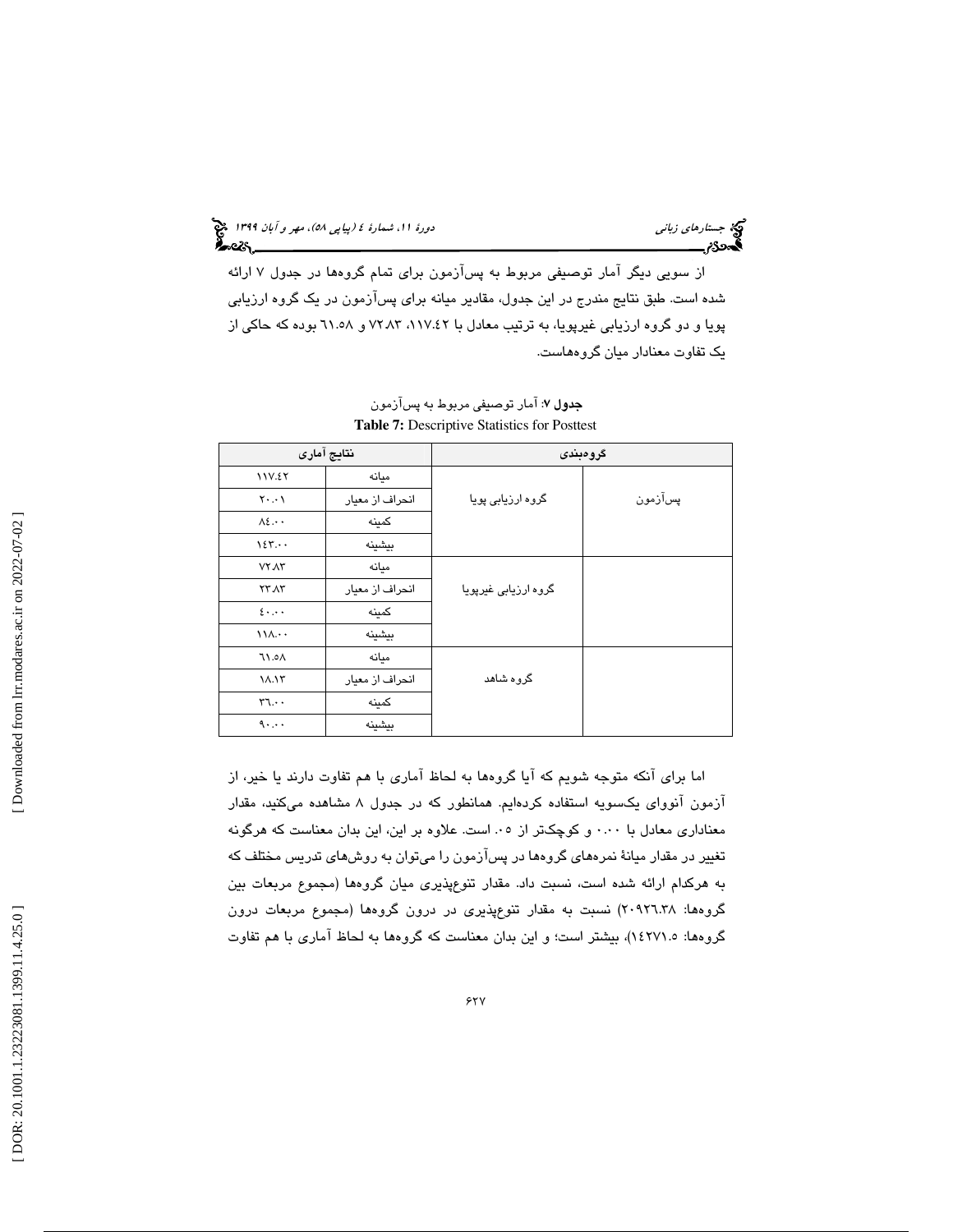از سویی دیگر آمار توصیفی مربوط به پس‌آزمون برای تمام گروه‌ها در جدول ۷ ارائه شده است. طبق نتایج مندرج در این جدول، مقادیر میانه برای پس‌آزمون در یک گروه ارزیابی پویا و دو گروه ارزیابی غیرپویا، به ترتیب معادل با ۱۱۷.۴۲، ۷۲.۸۳ و ۶۱.۵۸ بوده که حاکی از یک تفاوت معنادار میان گروه‌هاست.

**جدول ۷**: آمار توصیفی مربوط به پس‌آزمون

**Table 7:** Descriptive Statistics for Posttest

| گروه‌بندی | | نتایج آماری | |
|---|---|---|---|
| پس‌آزمون | گروه ارزیابی پویا | میانه | ۱۱۷.۴۲ |
| | | انحراف از معیار | ۲۰.۰۱ |
| | | کمینه | ۸۴.۰۰ |
| | | بیشینه | ۱۴۳.۰۰ |
| | گروه ارزیابی غیرپویا | میانه | ۷۲.۸۳ |
| | | انحراف از معیار | ۲۳.۸۳ |
| | | کمینه | ۴۰.۰۰ |
| | | بیشینه | ۱۱۸.۰۰ |
| | گروه شاهد | میانه | ۶۱.۵۸ |
| | | انحراف از معیار | ۱۸.۱۳ |
| | | کمینه | ۳۶.۰۰ |
| | | بیشینه | ۹۰.۰۰ |

اما برای آنکه متوجه شویم که آیا گروه‌ها به لحاظ آماری با هم تفاوت دارند یا خیر، از آزمون آنووای یک‌سویه استفاده کرده‌ایم. همانطور که در جدول ۸ مشاهده می‌کنید، مقدار معناداری معادل با ۰.۰۰ و کوچک‌تر از ۰.۰۵ است. علاوه بر این، این بدان معناست که هرگونه تغییر در مقدار میانهٔ نمره‌های گروه‌ها در پس‌آزمون را می‌توان به روش‌های تدریس مختلف که به هرکدام ارائه شده است، نسبت داد. مقدار تنوع‌پذیری میان گروه‌ها (مجموع مربعات بین گروه‌ها: ۲۰۹۲۶.۳۸) نسبت به مقدار تنوع‌پذیری در درون گروه‌ها (مجموع مربعات درون گروه‌ها: ۱۴۲۷۱.۵)، بیشتر است؛ و این بدان معناست که گروه‌ها به لحاظ آماری با هم تفاوت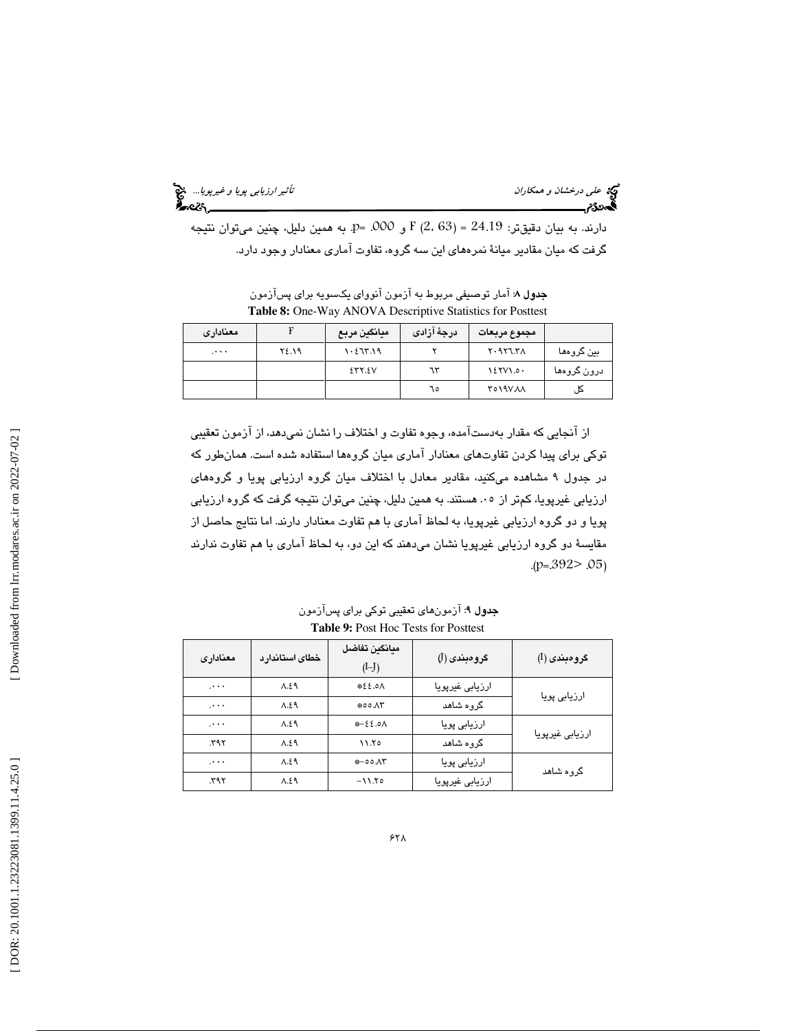دارند. به بیان دقیق‌تر: $F\ (2, 63) = 24.19$ و $p = .000$. به همین دلیل، چنین می‌توان نتیجه گرفت که میان مقادیر میانهٔ نمره‌های این سه گروه، تفاوت آماری معنادار وجود دارد.

**جدول ۸:** آمار توصیفی مربوط به آزمون آنووای یک‌سویه برای پس‌آزمون
**Table 8:** One-Way ANOVA Descriptive Statistics for Posttest

| | مجموع مربعات | درجهٔ آزادی | میانگین مربع | F | معناداری |
|---|---|---|---|---|---|
| بین گروه‌ها | ۲۰۹۲۶.۳۸ | ۲ | ۱۰۴۶۳.۱۹ | ۲۴.۱۹ | .۰۰۰ |
| درون گروه‌ها | ۱۴۲۷۱.۵۰ | ۶۳ | ۴۳۲.۴۷ | | |
| کل | ۳۵۱۹۷.۸۸ | ۶۵ | | | |

از آنجایی که مقدار به‌دست‌آمده، وجوه تفاوت و اختلاف را نشان نمی‌دهد، از آزمون تعقیبی توکی برای پیدا کردن تفاوت‌های معنادار آماری میان گروه‌ها استفاده شده است. همان‌طور که در جدول ۹ مشاهده می‌کنید، مقادیر معادل با اختلاف میان گروه ارزیابی پویا و گروه‌های ارزیابی غیرپویا، کم‌تر از ۰۵. هستند. به همین دلیل، چنین می‌توان نتیجه گرفت که گروه ارزیابی پویا و دو گروه ارزیابی غیرپویا، به لحاظ آماری با هم تفاوت معنادار دارند. اما نتایج حاصل از مقایسهٔ دو گروه ارزیابی غیرپویا نشان می‌دهند که این دو، به لحاظ آماری با هم تفاوت ندارند ($p = .392 > .05$).

**جدول ۹:** آزمون‌های تعقیبی توکی برای پس‌آزمون
**Table 9:** Post Hoc Tests for Posttest

| گروه‌بندی (I) | گروه‌بندی (J) | میانگین تفاضل (I-J) | خطای استاندارد | معناداری |
|---|---|---|---|---|
| ارزیابی پویا | ارزیابی غیرپویا | *۴۴.۵۸ | ۸.۴۹ | .۰۰۰ |
| | گروه شاهد | *۵۵.۸۳ | ۸.۴۹ | .۰۰۰ |
| ارزیابی غیرپویا | ارزیابی پویا | *-۴۴.۵۸ | ۸.۴۹ | .۰۰۰ |
| | گروه شاهد | ۱۱.۲۵ | ۸.۴۹ | .۳۹۲ |
| گروه شاهد | ارزیابی پویا | *-۵۵.۸۳ | ۸.۴۹ | .۰۰۰ |
| | ارزیابی غیرپویا | -۱۱.۲۵ | ۸.۴۹ | .۳۹۲ |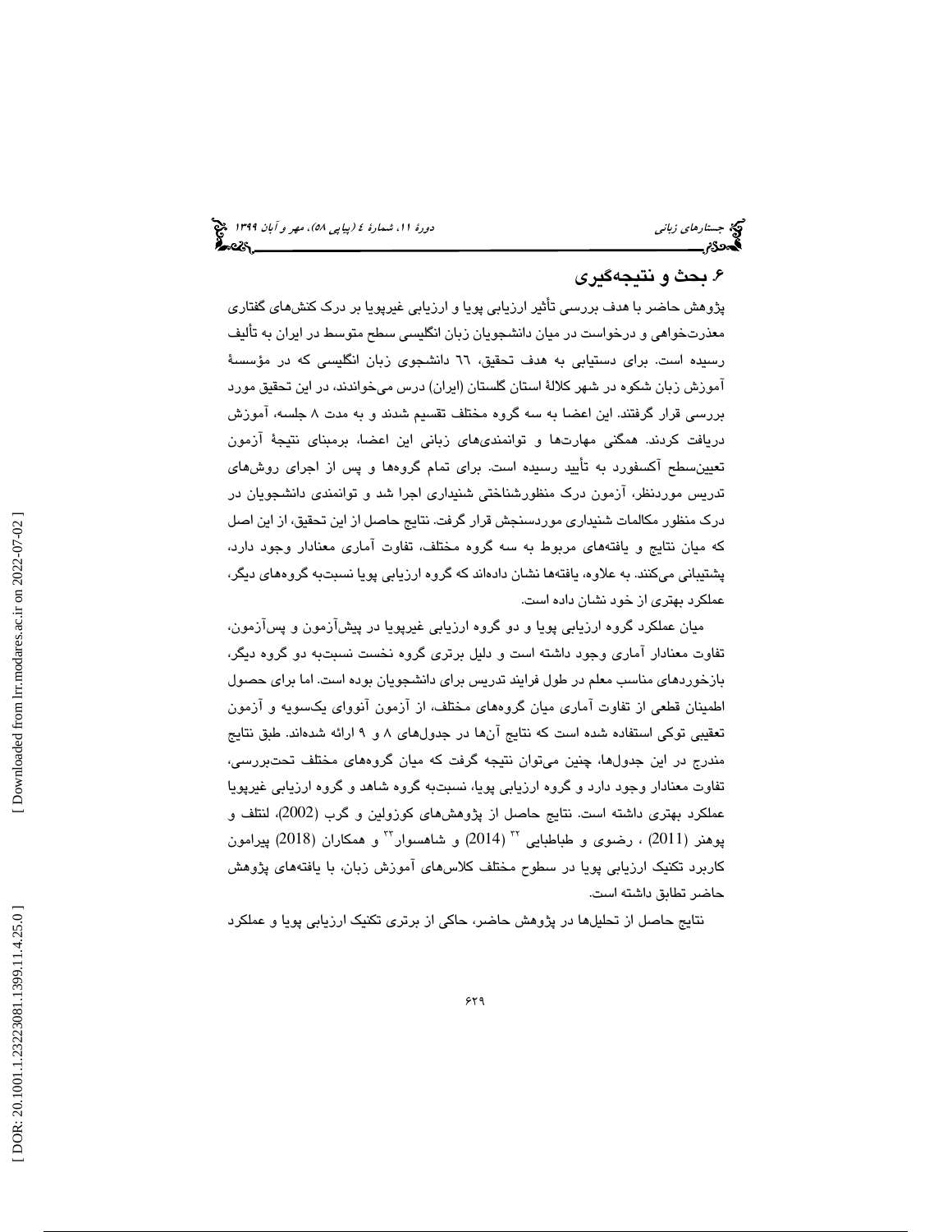## ۶. بحث و نتیجه‌گیری

پژوهش حاضر با هدف بررسی تأثیر ارزیابی پویا و ارزیابی غیرپویا بر درک کنش‌های گفتاری معذرت‌خواهی و درخواست در میان دانشجویان زبان انگلیسی سطح متوسط در ایران به تألیف رسیده است. برای دستیابی به هدف تحقیق، ٦٦ دانشجوی زبان انگلیسی که در مؤسسهٔ آموزش زبان شکوه در شهر کلالهٔ استان گلستان (ایران) درس می‌خواندند، در این تحقیق مورد بررسی قرار گرفتند. این اعضا به سه گروه مختلف تقسیم شدند و به مدت ۸ جلسه، آموزش دریافت کردند. همگنی مهارت‌ها و توانمندی‌های زبانی این اعضا، برمبنای نتیجهٔ آزمون تعیین‌سطح آکسفورد به تأیید رسیده است. برای تمام گروه‌ها و پس از اجرای روش‌های تدریس موردنظر، آزمون درک منظورشناختی شنیداری اجرا شد و توانمندی دانشجویان در درک منظور مکالمات شنیداری موردسنجش قرار گرفت. نتایج حاصل از این تحقیق، از این اصل که میان نتایج و یافته‌های مربوط به سه گروه مختلف، تفاوت آماری معنادار وجود دارد، پشتیبانی می‌کنند. به علاوه، یافته‌ها نشان داده‌اند که گروه ارزیابی پویا نسبت‌به گروه‌های دیگر، عملکرد بهتری از خود نشان داده است.

میان عملکرد گروه ارزیابی پویا و دو گروه ارزیابی غیرپویا در پیش‌آزمون و پس‌آزمون، تفاوت معنادار آماری وجود داشته است و دلیل برتری گروه نخست نسبت‌به دو گروه دیگر، بازخوردهای مناسب معلم در طول فرایند تدریس برای دانشجویان بوده است. اما برای حصول اطمینان قطعی از تفاوت آماری میان گروه‌های مختلف، از آزمون آنووای یکسویه و آزمون تعقیبی توکی استفاده شده است که نتایج آن‌ها در جدول‌های ۸ و ۹ ارائه شده‌اند. طبق نتایج مندرج در این جدول‌ها، چنین می‌توان نتیجه گرفت که میان گروه‌های مختلف تحت‌بررسی، تفاوت معنادار وجود دارد و گروه ارزیابی پویا، نسبت‌به گروه شاهد و گروه ارزیابی غیرپویا عملکرد بهتری داشته است. نتایج حاصل از پژوهش‌های کوزولین و گرب (2002)، لنتلف و پوهنر (2011) ، رضوی و طباطبایی [32] (2014) و شاهسوار [33] و همکاران (2018) پیرامون کاربرد تکنیک ارزیابی پویا در سطوح مختلف کلاس‌های آموزش زبان، با یافته‌های پژوهش حاضر تطابق داشته است.

نتایج حاصل از تحلیل‌ها در پژوهش حاضر، حاکی از برتری تکنیک ارزیابی پویا و عملکرد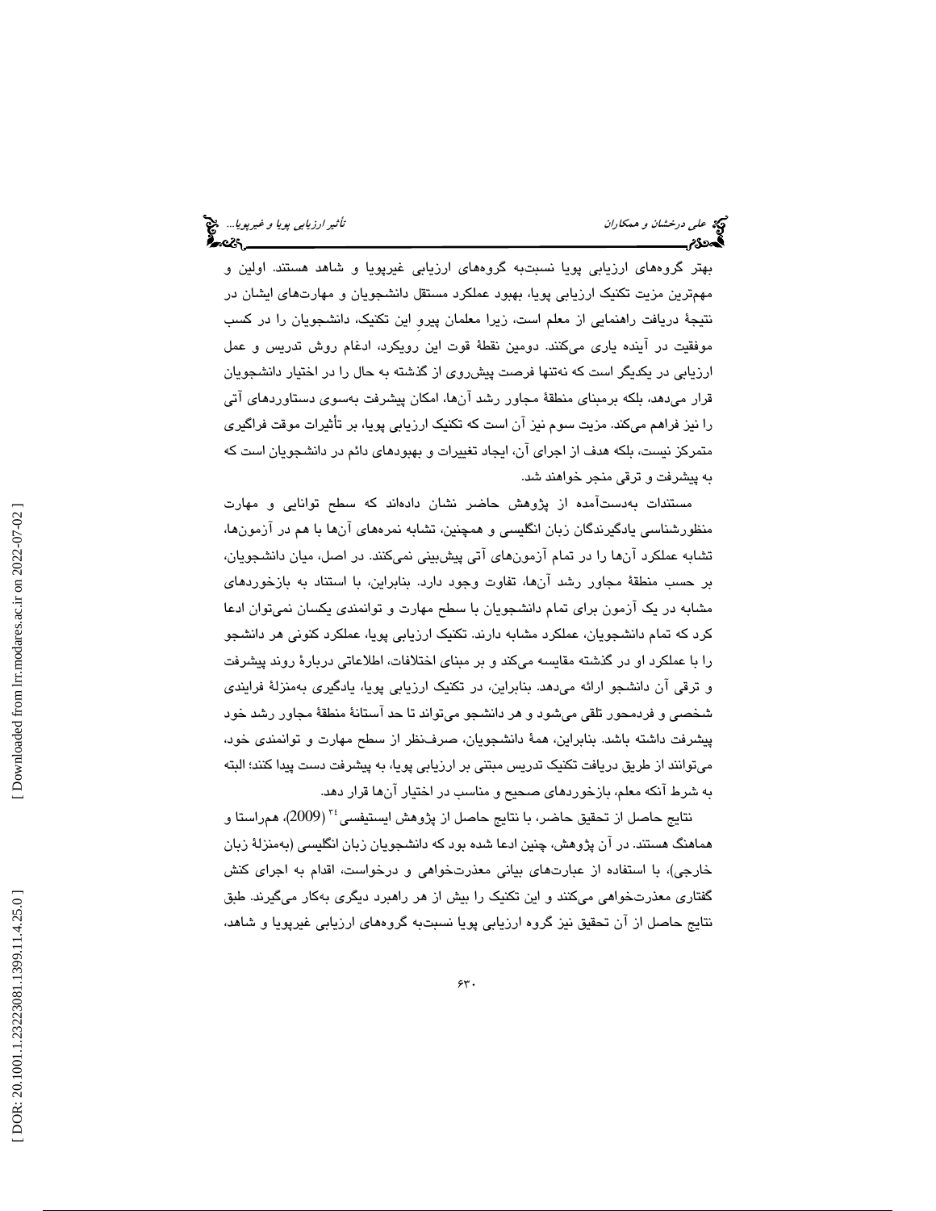بهتر گروه‌های ارزیابی پویا نسبت‌به گروه‌های ارزیابی غیرپویا و شاهد هستند. اولین و مهم‌ترین مزیت تکنیک ارزیابی پویا، بهبود عملکرد مستقل دانشجویان و مهارت‌های ایشان در نتیجهٔ دریافت راهنمایی از معلم است، زیرا معلمان پیروِ این تکنیک، دانشجویان را در کسب موفقیت در آینده یاری می‌کنند. دومین نقطهٔ قوت این رویکرد، ادغام روش تدریس و عمل ارزیابی در یکدیگر است که نه‌تنها فرصت پیش‌روی از گذشته به حال را در اختیار دانشجویان قرار می‌دهد، بلکه برمبنای منطقهٔ مجاور رشد آن‌ها، امکان پیشرفت به‌سوی دستاوردهای آتی را نیز فراهم می‌کند. مزیت سوم نیز آن است که تکنیک ارزیابی پویا، بر تأثیرات موقت فراگیری متمرکز نیست، بلکه هدف از اجرای آن، ایجاد تغییرات و بهبودهای دائم در دانشجویان است که به پیشرفت و ترقی منجر خواهند شد.

مستندات به‌دست‌آمده از پژوهش حاضر نشان داده‌اند که سطح توانایی و مهارت منظورشناسی یادگیرندگان زبان انگلیسی و همچنین، تشابه نمره‌های آن‌ها با هم در آزمون‌ها، تشابه عملکرد آن‌ها را در تمام آزمون‌های آتی پیش‌بینی نمی‌کنند. در اصل، میان دانشجویان، بر حسب منطقهٔ مجاور رشد آن‌ها، تفاوت وجود دارد. بنابراین، با استناد به بازخوردهای مشابه در یک آزمون برای تمام دانشجویان با سطح مهارت و توانمندی یکسان نمی‌توان ادعا کرد که تمام دانشجویان، عملکرد مشابه دارند. تکنیک ارزیابی پویا، عملکرد کنونی هر دانشجو را با عملکرد او در گذشته مقایسه می‌کند و بر مبنای اختلافات، اطلاعاتی دربارهٔ روند پیشرفت و ترقی آن دانشجو ارائه می‌دهد. بنابراین، در تکنیک ارزیابی پویا، یادگیری به‌منزلهٔ فرایندی شخصی و فردمحور تلقی می‌شود و هر دانشجو می‌تواند تا حد آستانهٔ منطقهٔ مجاور رشد خود پیشرفت داشته باشد. بنابراین، همهٔ دانشجویان، صرف‌نظر از سطح مهارت و توانمندی خود، می‌توانند از طریق دریافت تکنیک تدریس مبتنی بر ارزیابی پویا، به پیشرفت دست پیدا کنند؛ البته به شرط آنکه معلم، بازخوردهای صحیح و مناسب در اختیار آن‌ها قرار دهد.

نتایج حاصل از تحقیق حاضر، با نتایج حاصل از پژوهش ایستیفسی[۲۴] (2009)، هم‌راستا و هماهنگ هستند. در آن پژوهش، چنین ادعا شده بود که دانشجویان زبان انگلیسی (به‌منزلهٔ زبان خارجی)، با استفاده از عبارت‌های بیانی معذرت‌خواهی و درخواست، اقدام به اجرای کنش گفتاری معذرت‌خواهی می‌کنند و این تکنیک را بیش از هر راهبرد دیگری به‌کار می‌گیرند. طبق نتایج حاصل از آن تحقیق نیز گروه ارزیابی پویا نسبت‌به گروه‌های ارزیابی غیرپویا و شاهد،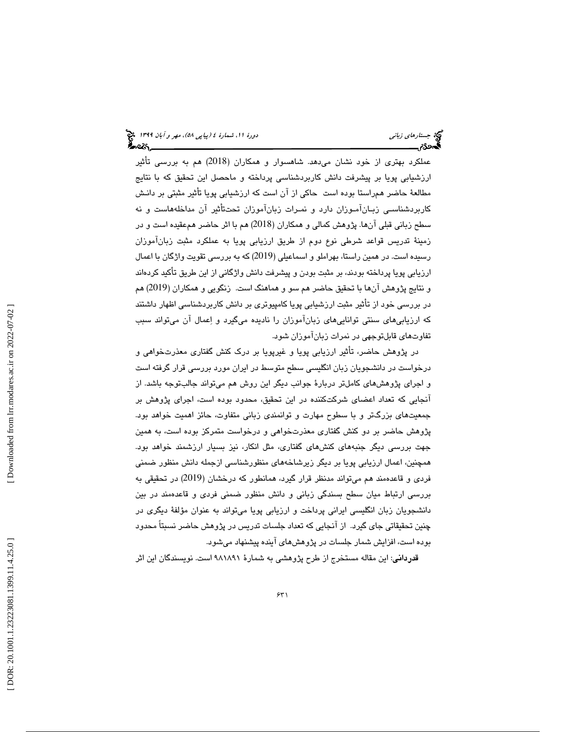عملکرد بهتری از خود نشان می‌دهد. شاهسوار و همکاران (2018) هم به بررسی تأثیر ارزشیابی پویا بر پیشرفت دانش کاربردشناسی پرداخته و ماحصل این تحقیق که با نتایج مطالعهٔ حاضر هم‌راستا بوده است حاکی از آن است که ارزشیابی پویا تأثیر مثبتی بر دانش کاربردشناسی زبان‌آموزان دارد و نمرات زبان‌آموزان تحت‌تأثیر آن مداخله‌هاست و نه سطح زبانی قبلی آن‌ها. پژوهش کمالی و همکاران (2018) هم با اثر حاضر هم‌عقیده است و در زمینهٔ تدریس قواعد شرطی نوع دوم از طریق ارزیابی پویا به عملکرد مثبت زبان‌آموزان رسیده است. در همین راستا، بهراملو و اسماعیلی (2019) که به بررسی تقویت واژگان با اعمال ارزیابی پویا پرداخته بودند، بر مثبت بودن و پیشرفت دانش واژگانی از این طریق تأکید کرده‌اند و نتایج پژوهش آن‌ها با تحقیق حاضر هم سو و هماهنگ است. زنگویی و همکاران (2019) هم در بررسی خود از تأثیر مثبت ارزشیابی پویا کامپیوتری بر دانش کاربردشناسی اظهار داشتند که ارزیابی‌های سنتی توانایی‌های زبان‌آموزان را نادیده می‌گیرد و اِعمال آن می‌تواند سبب تفاوت‌های قابل‌توجهی در نمرات زبان‌آموزان شود.

در پژوهش حاضر، تأثیر ارزیابی پویا و غیرپویا بر درک کنش گفتاری معذرت‌خواهی و درخواست در دانشجویان زبان انگلیسی سطح متوسط در ایران مورد بررسی قرار گرفته است و اجرای پژوهش‌های کامل‌تر دربارهٔ جوانب دیگر این روش هم می‌تواند جالب‌توجه باشد. از آنجایی که تعداد اعضای شرکت‌کننده در این تحقیق، محدود بوده است، اجرای پژوهش بر جمعیت‌های بزرگ‌تر و با سطوح مهارت و توانمندی زبانی متفاوت، حائز اهمیت خواهد بود. پژوهش حاضر بر دو کنش گفتاری معذرت‌خواهی و درخواست متمرکز بوده است، به همین جهت بررسی دیگر جنبه‌های کنش‌های گفتاری، مثل انکار، نیز بسیار ارزشمند خواهد بود. همچنین، اعمال ارزیابی پویا بر دیگر زیرشاخه‌های منظورشناسی ازجمله دانش منظور ضمنی فردی و قاعده‌مند هم می‌تواند مدنظر قرار گیرد، همانطور که درخشان (2019) در تحقیقی به بررسی ارتباط میان سطح بسندگی زبانی و دانش منظور ضمنی فردی و قاعده‌مند در بین دانشجویان زبان انگلیسی ایرانی پرداخت و ارزیابی پویا می‌تواند به عنوان مؤلفهٔ دیگری در چنین تحقیقاتی جای گیرد. از آنجایی که تعداد جلسات تدریس در پژوهش حاضر نسبتاً محدود بوده است، افزایش شمار جلسات در پژوهش‌های آینده پیشنهاد می‌شود.

**قدردانی**: این مقاله مستخرج از طرح پژوهشی به شمارهٔ ۹۸۱۸۹۱ است. نویسندگان این اثر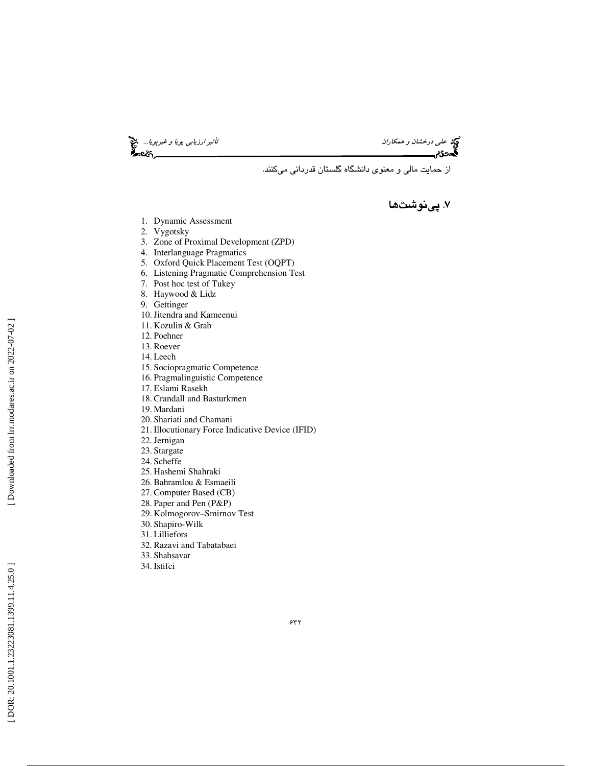از حمایت مالی و معنوی دانشگاه گلستان قدردانی می‌کنند.

## ۷. پی‌نوشت‌ها

1. Dynamic Assessment
2. Vygotsky
3. Zone of Proximal Development (ZPD)
4. Interlanguage Pragmatics
5. Oxford Quick Placement Test (OQPT)
6. Listening Pragmatic Comprehension Test
7. Post hoc test of Tukey
8. Haywood & Lidz
9. Gettinger
10. Jitendra and Kameenui
11. Kozulin & Grab
12. Poehner
13. Roever
14. Leech
15. Sociopragmatic Competence
16. Pragmalinguistic Competence
17. Eslami Rasekh
18. Crandall and Basturkmen
19. Mardani
20. Shariati and Chamani
21. Illocutionary Force Indicative Device (IFID)
22. Jernigan
23. Stargate
24. Scheffe
25. Hashemi Shahraki
26. Bahramlou & Esmaeili
27. Computer Based (CB)
28. Paper and Pen (P&P)
29. Kolmogorov–Smirnov Test
30. Shapiro-Wilk
31. Lilliefors
32. Razavi and Tabatabaei
33. Shahsavar
34. Istifci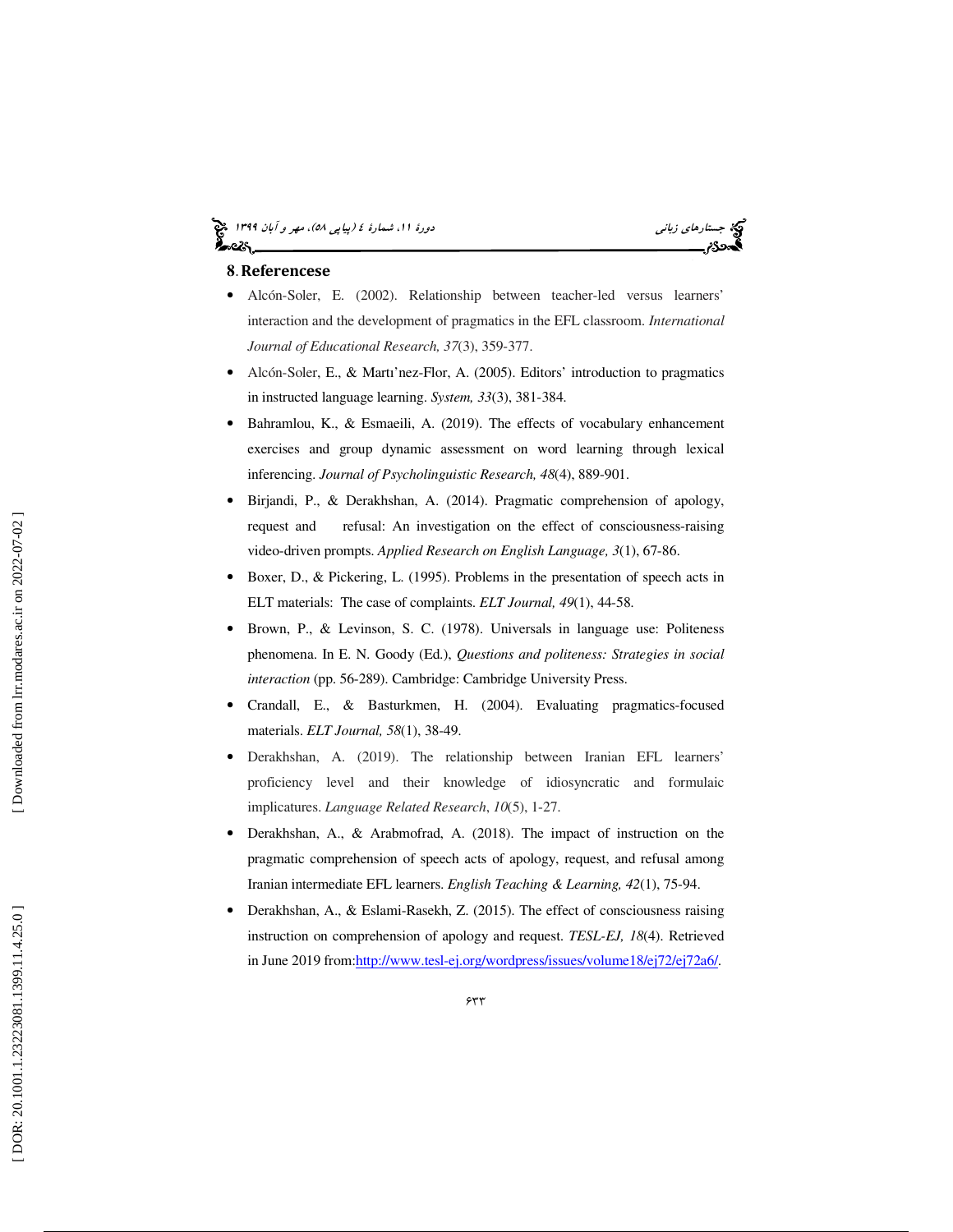## 8. Referencese

- Alcón-Soler, E. (2002). Relationship between teacher-led versus learners' interaction and the development of pragmatics in the EFL classroom. *International Journal of Educational Research, 37*(3), 359-377.
- Alcón-Soler, E., & Martı'nez-Flor, A. (2005). Editors' introduction to pragmatics in instructed language learning. *System, 33*(3), 381-384.
- Bahramlou, K., & Esmaeili, A. (2019). The effects of vocabulary enhancement exercises and group dynamic assessment on word learning through lexical inferencing. *Journal of Psycholinguistic Research, 48*(4), 889-901.
- Birjandi, P., & Derakhshan, A. (2014). Pragmatic comprehension of apology, request and refusal: An investigation on the effect of consciousness-raising video-driven prompts. *Applied Research on English Language, 3*(1), 67-86.
- Boxer, D., & Pickering, L. (1995). Problems in the presentation of speech acts in ELT materials: The case of complaints. *ELT Journal, 49*(1), 44-58.
- Brown, P., & Levinson, S. C. (1978). Universals in language use: Politeness phenomena. In E. N. Goody (Ed.), *Questions and politeness: Strategies in social interaction* (pp. 56-289). Cambridge: Cambridge University Press.
- Crandall, E., & Basturkmen, H. (2004). Evaluating pragmatics-focused materials. *ELT Journal, 58*(1), 38-49.
- Derakhshan, A. (2019). The relationship between Iranian EFL learners' proficiency level and their knowledge of idiosyncratic and formulaic implicatures. *Language Related Research*, *10*(5), 1-27.
- Derakhshan, A., & Arabmofrad, A. (2018). The impact of instruction on the pragmatic comprehension of speech acts of apology, request, and refusal among Iranian intermediate EFL learners. *English Teaching & Learning, 42*(1), 75-94.
- Derakhshan, A., & Eslami-Rasekh, Z. (2015). The effect of consciousness raising instruction on comprehension of apology and request. *TESL-EJ, 18*(4). Retrieved in June 2019 from:http://www.tesl-ej.org/wordpress/issues/volume18/ej72/ej72a6/.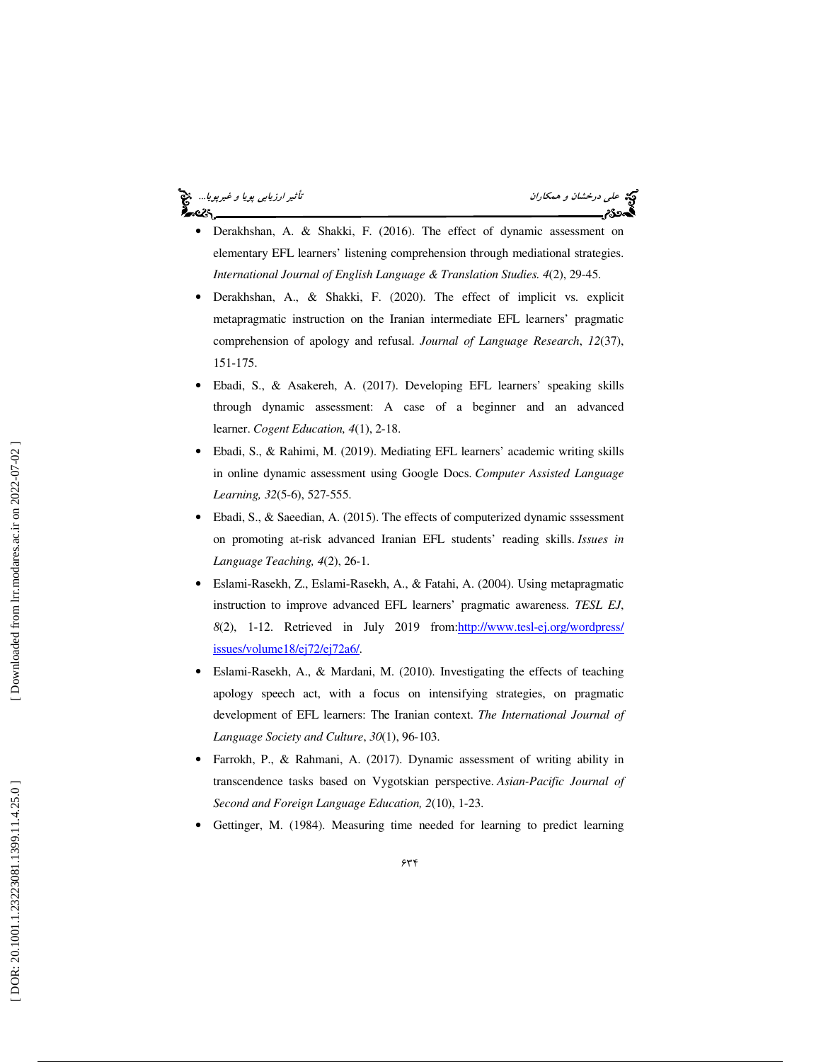- Derakhshan, A. & Shakki, F. (2016). The effect of dynamic assessment on elementary EFL learners' listening comprehension through mediational strategies. *International Journal of English Language & Translation Studies. 4*(2), 29-45.
- Derakhshan, A., & Shakki, F. (2020). The effect of implicit vs. explicit metapragmatic instruction on the Iranian intermediate EFL learners' pragmatic comprehension of apology and refusal. *Journal of Language Research*, *12*(37), 151-175.
- Ebadi, S., & Asakereh, A. (2017). Developing EFL learners' speaking skills through dynamic assessment: A case of a beginner and an advanced learner. *Cogent Education, 4*(1), 2-18.
- Ebadi, S., & Rahimi, M. (2019). Mediating EFL learners' academic writing skills in online dynamic assessment using Google Docs. *Computer Assisted Language Learning, 32*(5-6), 527-555.
- Ebadi, S., & Saeedian, A. (2015). The effects of computerized dynamic sssessment on promoting at-risk advanced Iranian EFL students' reading skills. *Issues in Language Teaching, 4*(2), 26-1.
- Eslami-Rasekh, Z., Eslami-Rasekh, A., & Fatahi, A. (2004). Using metapragmatic instruction to improve advanced EFL learners' pragmatic awareness. *TESL EJ*, *8*(2), 1-12. Retrieved in July 2019 from:http://www.tesl-ej.org/wordpress/issues/volume18/ej72/ej72a6/.
- Eslami-Rasekh, A., & Mardani, M. (2010). Investigating the effects of teaching apology speech act, with a focus on intensifying strategies, on pragmatic development of EFL learners: The Iranian context. *The International Journal of Language Society and Culture*, *30*(1), 96-103.
- Farrokh, P., & Rahmani, A. (2017). Dynamic assessment of writing ability in transcendence tasks based on Vygotskian perspective. *Asian-Pacific Journal of Second and Foreign Language Education, 2*(10), 1-23.
- Gettinger, M. (1984). Measuring time needed for learning to predict learning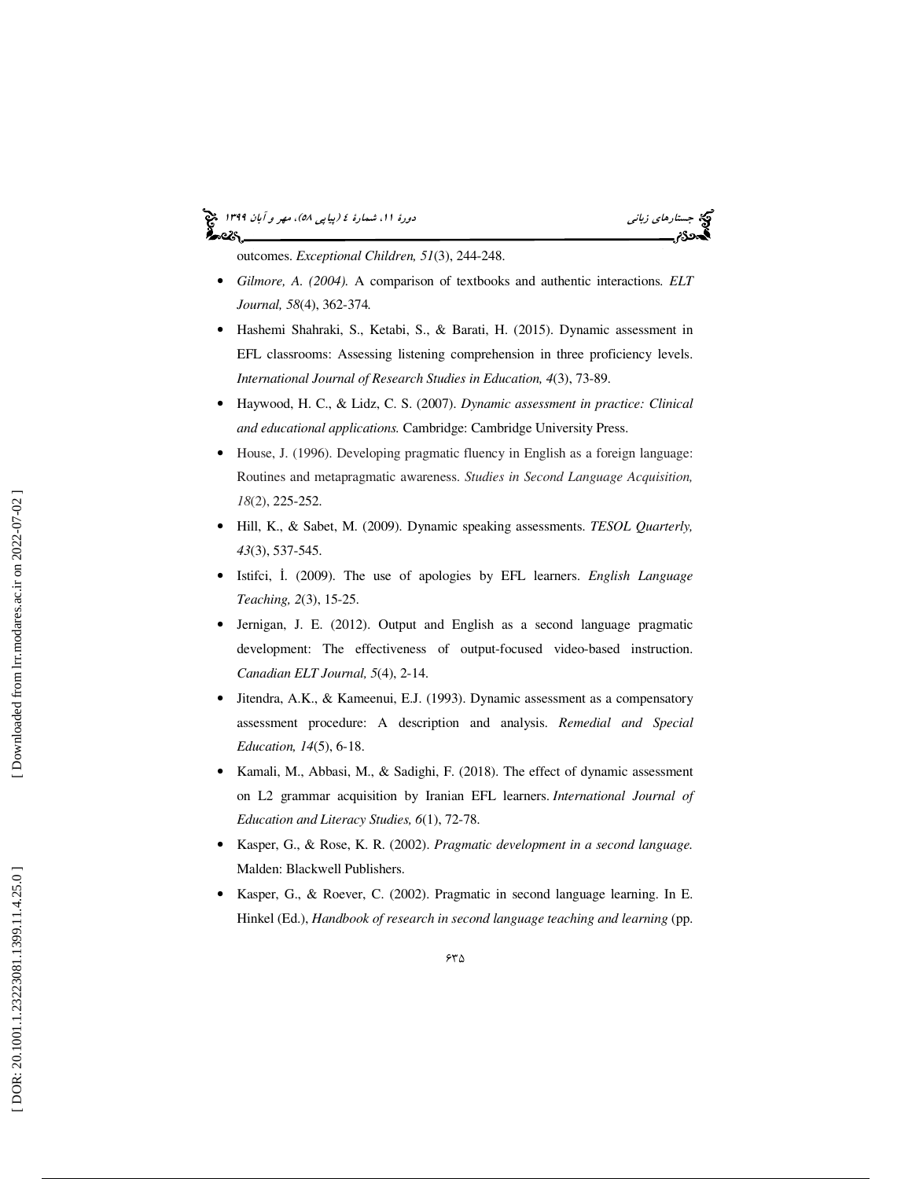outcomes. *Exceptional Children, 51*(3), 244-248.

- *Gilmore, A. (2004).* A comparison of textbooks and authentic interactions*. ELT Journal, 58*(4), 362-374*.*
- Hashemi Shahraki, S., Ketabi, S., & Barati, H. (2015). Dynamic assessment in EFL classrooms: Assessing listening comprehension in three proficiency levels. *International Journal of Research Studies in Education, 4*(3), 73-89.
- Haywood, H. C., & Lidz, C. S. (2007). *Dynamic assessment in practice: Clinical and educational applications.* Cambridge: Cambridge University Press.
- House, J. (1996). Developing pragmatic fluency in English as a foreign language: Routines and metapragmatic awareness. *Studies in Second Language Acquisition, 18*(2), 225-252.
- Hill, K., & Sabet, M. (2009). Dynamic speaking assessments. *TESOL Quarterly, 43*(3), 537-545.
- Istifci, İ. (2009). The use of apologies by EFL learners. *English Language Teaching, 2*(3), 15-25.
- Jernigan, J. E. (2012). Output and English as a second language pragmatic development: The effectiveness of output-focused video-based instruction. *Canadian ELT Journal, 5*(4), 2-14.
- Jitendra, A.K., & Kameenui, E.J. (1993). Dynamic assessment as a compensatory assessment procedure: A description and analysis. *Remedial and Special Education, 14*(5), 6-18.
- Kamali, M., Abbasi, M., & Sadighi, F. (2018). The effect of dynamic assessment on L2 grammar acquisition by Iranian EFL learners. *International Journal of Education and Literacy Studies, 6*(1), 72-78.
- Kasper, G., & Rose, K. R. (2002). *Pragmatic development in a second language.* Malden: Blackwell Publishers.
- Kasper, G., & Roever, C. (2002). Pragmatic in second language learning. In E. Hinkel (Ed.), *Handbook of research in second language teaching and learning* (pp.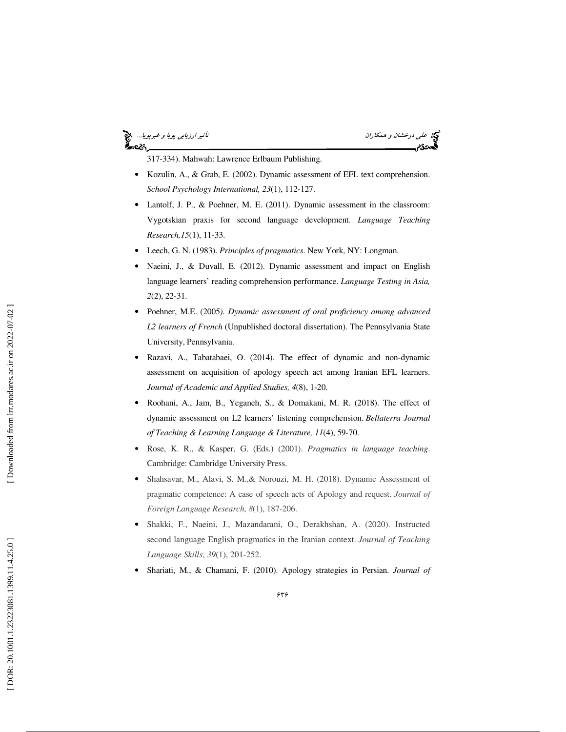317-334). Mahwah: Lawrence Erlbaum Publishing.

- Kozulin, A., & Grab, E. (2002). Dynamic assessment of EFL text comprehension. *School Psychology International, 23*(1), 112-127.
- Lantolf, J. P., & Poehner, M. E. (2011). Dynamic assessment in the classroom: Vygotskian praxis for second language development. *Language Teaching Research,15*(1), 11-33.
- Leech, G. N. (1983). *Principles of pragmatics*. New York, NY: Longman.
- Naeini, J., & Duvall, E. (2012). Dynamic assessment and impact on English language learners' reading comprehension performance. *Language Testing in Asia, 2*(2), 22-31.
- Poehner, M.E. (2005*). Dynamic assessment of oral proficiency among advanced L2 learners of French* (Unpublished doctoral dissertation). The Pennsylvania State University, Pennsylvania.
- Razavi, A., Tabatabaei, O. (2014). The effect of dynamic and non-dynamic assessment on acquisition of apology speech act among Iranian EFL learners. *Journal of Academic and Applied Studies, 4*(8), 1-20.
- Roohani, A., Jam, B., Yeganeh, S., & Domakani, M. R. (2018). The effect of dynamic assessment on L2 learners' listening comprehension. *Bellaterra Journal of Teaching & Learning Language & Literature, 11*(4), 59-70.
- Rose, K. R., & Kasper, G. (Eds.) (2001). *Pragmatics in language teaching*. Cambridge: Cambridge University Press.
- Shahsavar, M., Alavi, S. M.,& Norouzi, M. H. (2018). Dynamic Assessment of pragmatic competence: A case of speech acts of Apology and request. *Journal of Foreign Language Research*, *8*(1), 187-206.
- Shakki, F., Naeini, J., Mazandarani, O., Derakhshan, A. (2020). Instructed second language English pragmatics in the Iranian context. *Journal of Teaching Language Skills*, *39*(1), 201-252.
- Shariati, M., & Chamani, F. (2010). Apology strategies in Persian. *Journal of*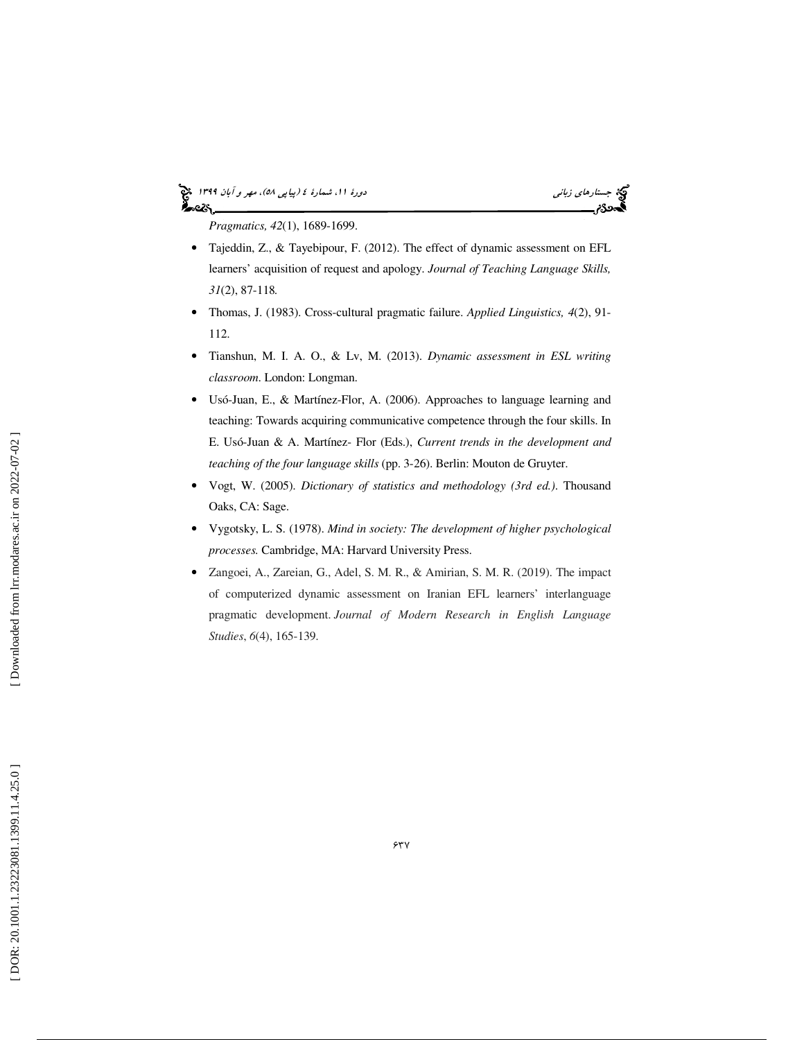*Pragmatics, 42*(1), 1689-1699.

- Tajeddin, Z., & Tayebipour, F. (2012). The effect of dynamic assessment on EFL learners' acquisition of request and apology. *Journal of Teaching Language Skills, 31*(2), 87-118.
- Thomas, J. (1983). Cross-cultural pragmatic failure. *Applied Linguistics, 4*(2), 91-112.
- Tianshun, M. I. A. O., & Lv, M. (2013). *Dynamic assessment in ESL writing classroom*. London: Longman.
- Usó-Juan, E., & Martínez-Flor, A. (2006). Approaches to language learning and teaching: Towards acquiring communicative competence through the four skills. In E. Usó-Juan & A. Martínez- Flor (Eds.), *Current trends in the development and teaching of the four language skills* (pp. 3-26). Berlin: Mouton de Gruyter.
- Vogt, W. (2005). *Dictionary of statistics and methodology (3rd ed.)*. Thousand Oaks, CA: Sage.
- Vygotsky, L. S. (1978). *Mind in society: The development of higher psychological processes.* Cambridge, MA: Harvard University Press.
- Zangoei, A., Zareian, G., Adel, S. M. R., & Amirian, S. M. R. (2019). The impact of computerized dynamic assessment on Iranian EFL learners' interlanguage pragmatic development. *Journal of Modern Research in English Language Studies*, *6*(4), 165-139.